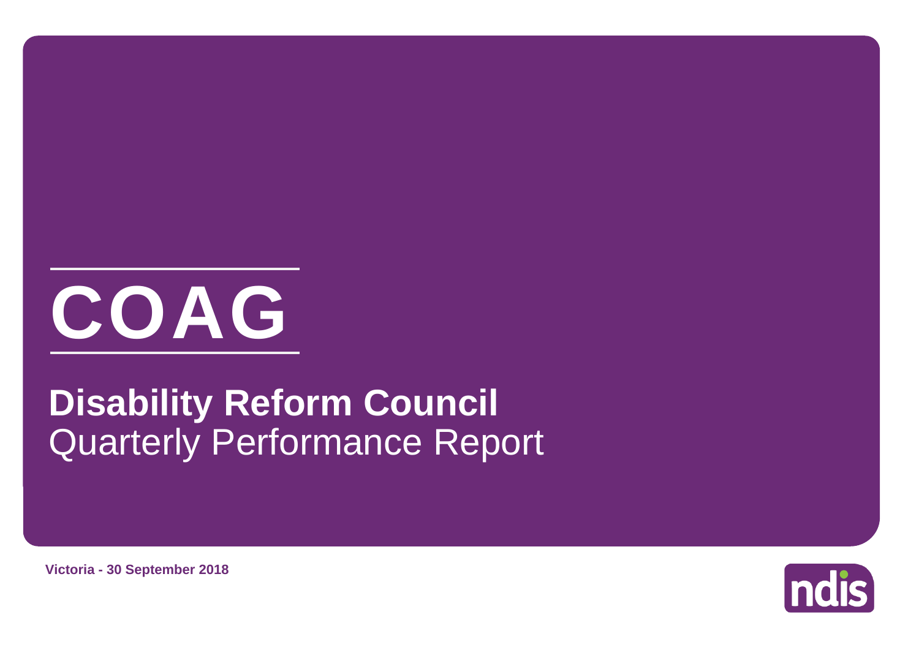# COAG

## Disability Reform Council

Quarterly Performance Report

**Victoria - 30 September 2018**

ndis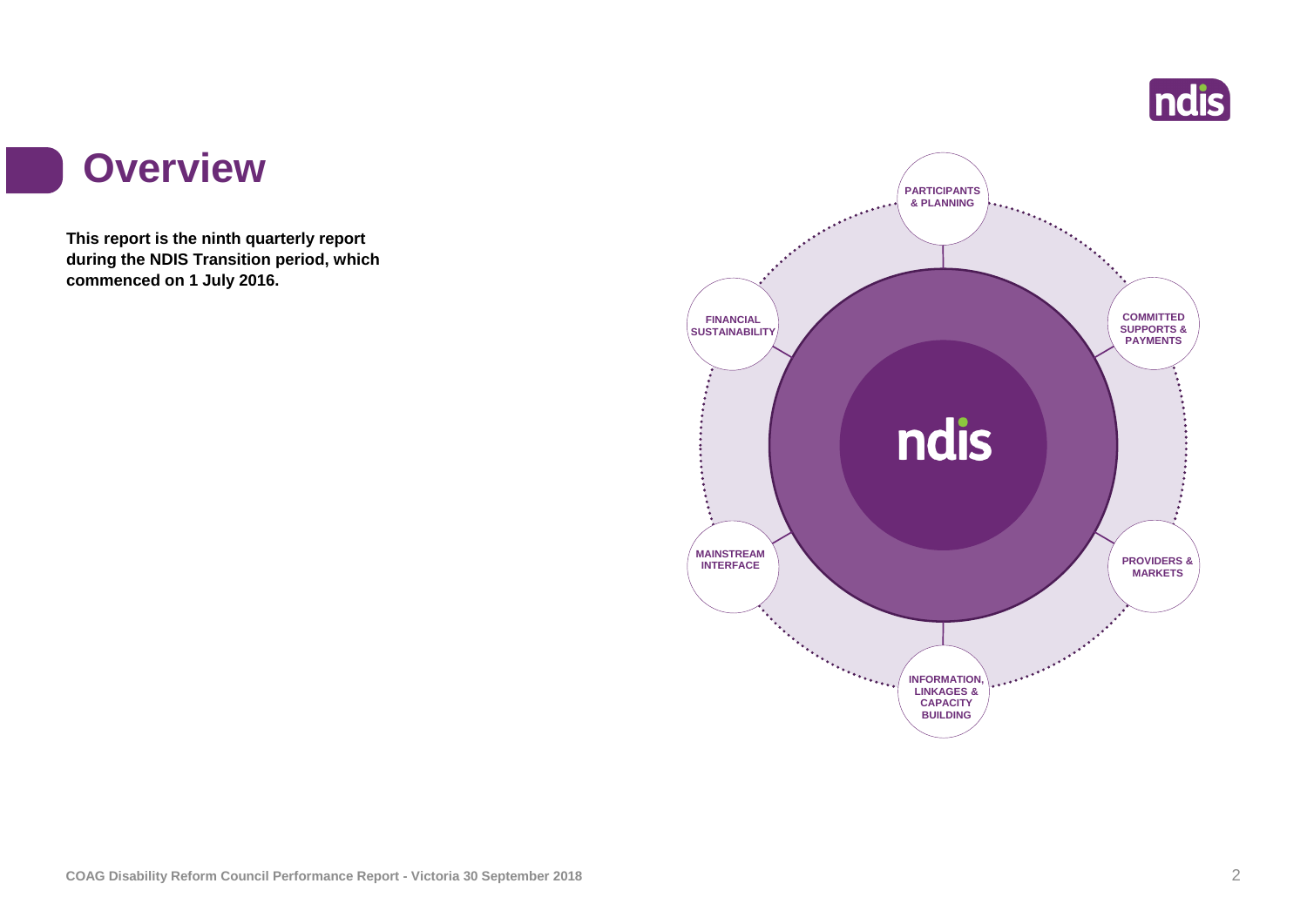# Overview

**This report is the ninth quarterly report during the NDIS Transition period, which commenced on 1 July 2016.**

PARTICIPANTS & PLANNING

COMMITTED SUPPORTS & PAYMENTS

PROVIDERS & MARKETS

INFORMATION, LINKAGES & CAPACITY BUILDING

MAINSTREAM INTERFACE

FINANCIAL SUSTAINABILITY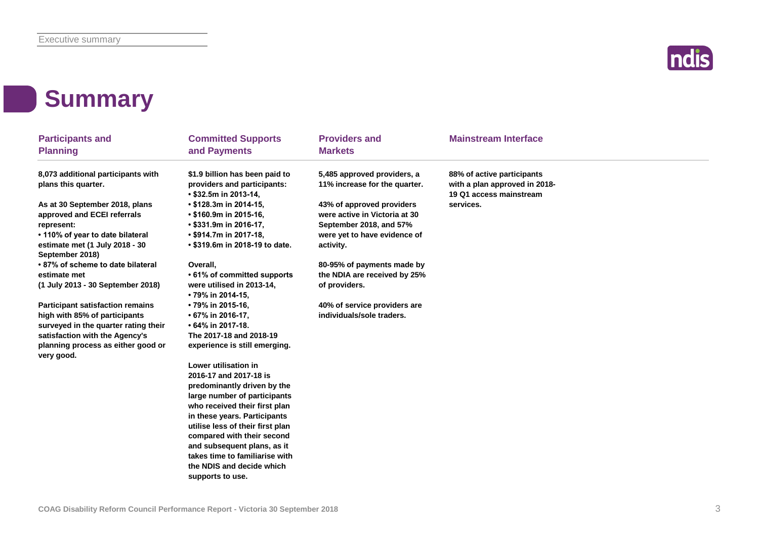# Summary

## Participants and Planning

**8,073 additional participants with plans this quarter.**

**As at 30 September 2018, plans approved and ECEI referrals represent:**

- **110% of year to date bilateral estimate met (1 July 2018 - 30 September 2018)**
- **87% of scheme to date bilateral estimate met (1 July 2013 - 30 September 2018)**

**Participant satisfaction remains high with 85% of participants surveyed in the quarter rating their satisfaction with the Agency's planning process as either good or very good.**

## Committed Supports and Payments

**$1.9 billion has been paid to providers and participants:**

- **$32.5m in 2013-14,**
- **$128.3m in 2014-15,**
- **$160.9m in 2015-16,**
- **$331.9m in 2016-17,**
- **$914.7m in 2017-18,**
- **$319.6m in 2018-19 to date.**

**Overall,**

- **61% of committed supports were utilised in 2013-14,**
- **79% in 2014-15,**
- **79% in 2015-16,**
- **67% in 2016-17,**
- **64% in 2017-18.**

**The 2017-18 and 2018-19 experience is still emerging.**

**Lower utilisation in 2016-17 and 2017-18 is predominantly driven by the large number of participants who received their first plan in these years. Participants utilise less of their first plan compared with their second and subsequent plans, as it takes time to familiarise with the NDIS and decide which supports to use.**

## Providers and Markets

**5,485 approved providers, a 11% increase for the quarter.**

**43% of approved providers were active in Victoria at 30 September 2018, and 57% were yet to have evidence of activity.**

**80-95% of payments made by the NDIA are received by 25% of providers.**

**40% of service providers are individuals/sole traders.**

## Mainstream Interface

**88% of active participants with a plan approved in 2018-19 Q1 access mainstream services.**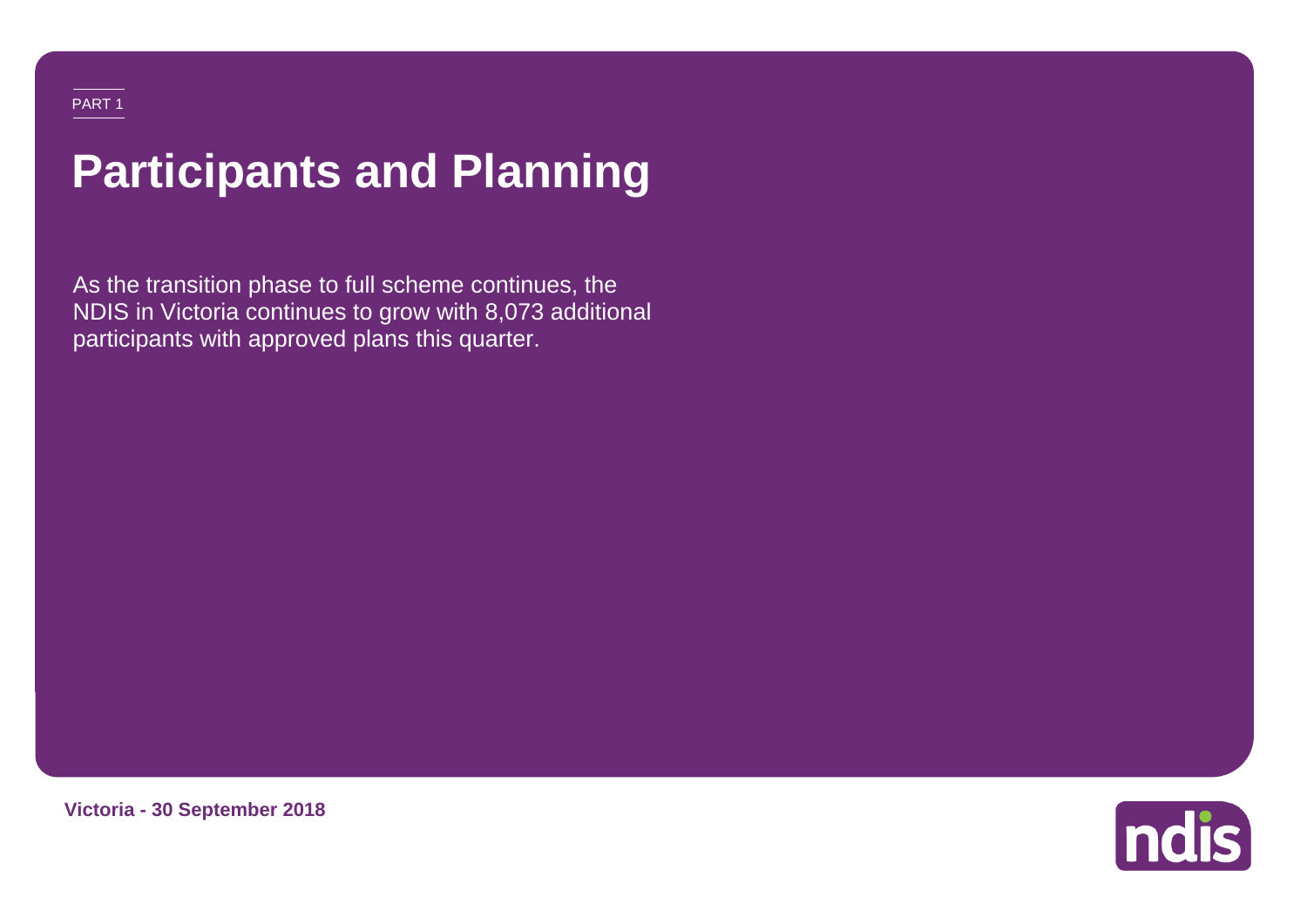PART 1

# Participants and Planning

As the transition phase to full scheme continues, the NDIS in Victoria continues to grow with 8,073 additional participants with approved plans this quarter.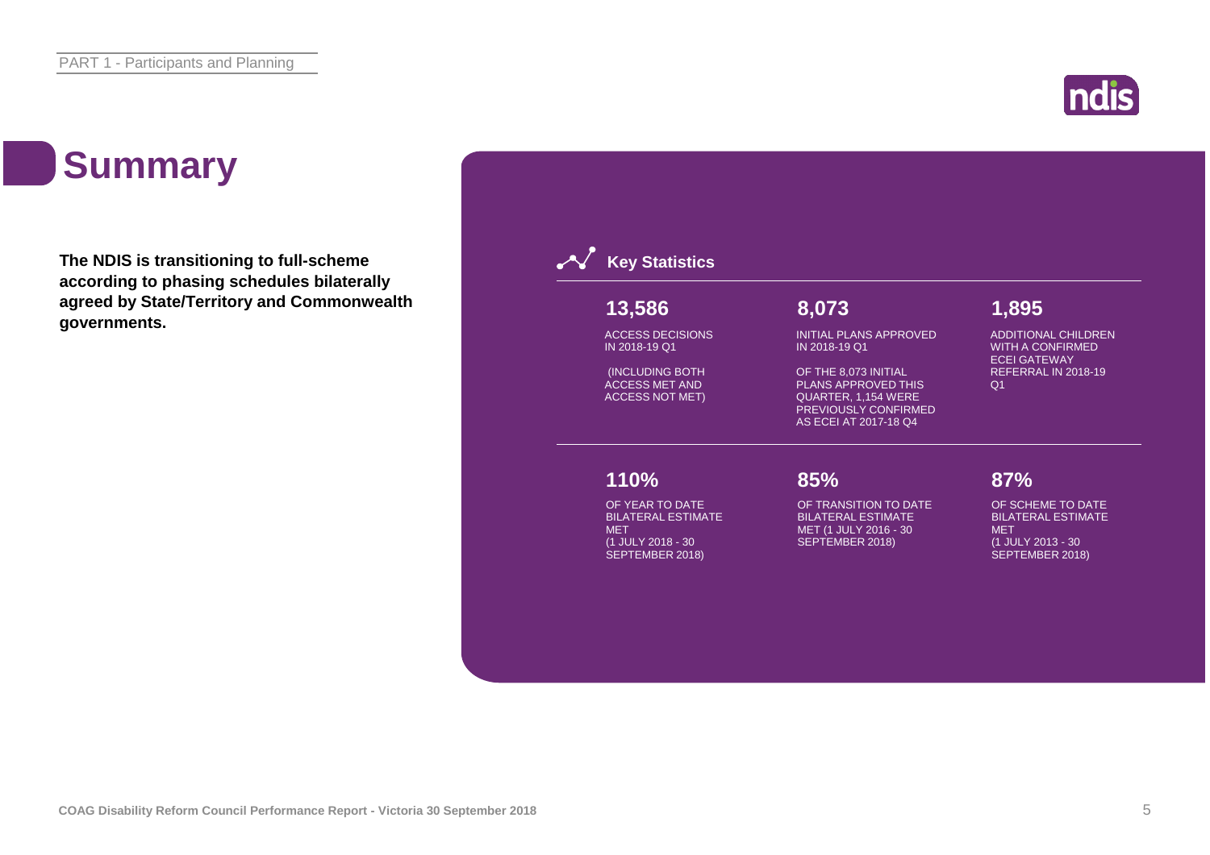# Summary

**The NDIS is transitioning to full-scheme according to phasing schedules bilaterally agreed by State/Territory and Commonwealth governments.**

## Key Statistics

**13,586**

ACCESS DECISIONS IN 2018-19 Q1

(INCLUDING BOTH ACCESS MET AND ACCESS NOT MET)

**8,073**

INITIAL PLANS APPROVED IN 2018-19 Q1

OF THE 8,073 INITIAL PLANS APPROVED THIS QUARTER, 1,154 WERE PREVIOUSLY CONFIRMED AS ECEI AT 2017-18 Q4

**1,895**

ADDITIONAL CHILDREN WITH A CONFIRMED ECEI GATEWAY REFERRAL IN 2018-19 Q1

**110%**

OF YEAR TO DATE BILATERAL ESTIMATE MET (1 JULY 2018 - 30 SEPTEMBER 2018)

**85%**

OF TRANSITION TO DATE BILATERAL ESTIMATE MET (1 JULY 2016 - 30 SEPTEMBER 2018)

**87%**

OF SCHEME TO DATE BILATERAL ESTIMATE MET (1 JULY 2013 - 30 SEPTEMBER 2018)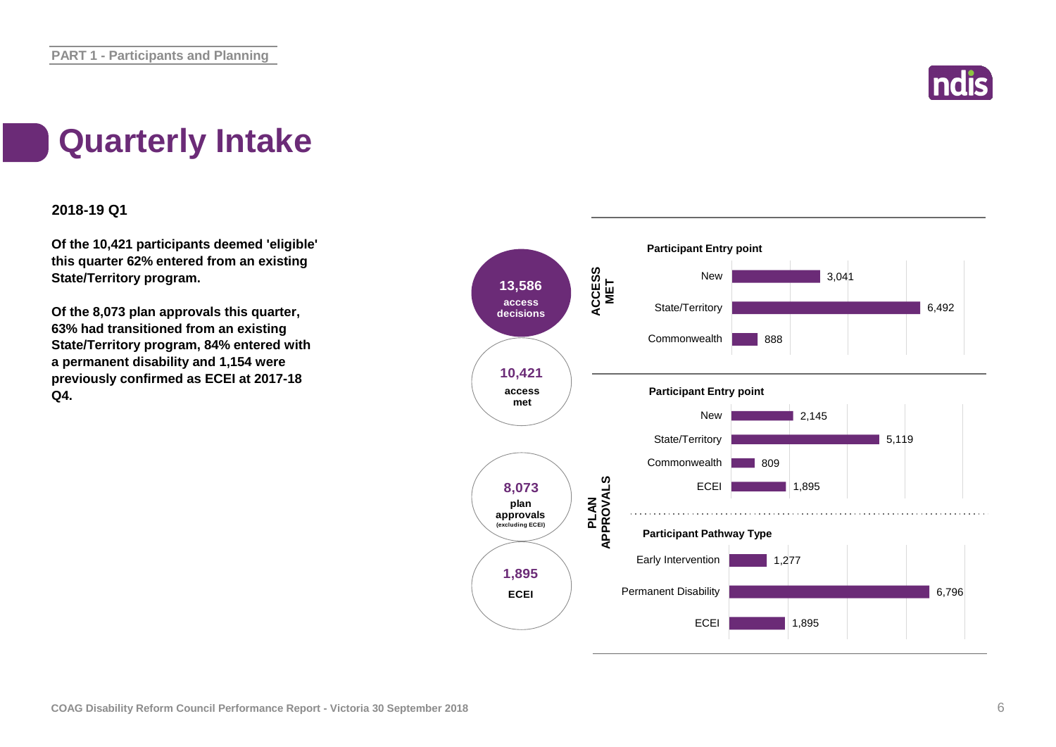# Quarterly Intake

**2018-19 Q1**

**Of the 10,421 participants deemed 'eligible' this quarter 62% entered from an existing State/Territory program.**

**Of the 8,073 plan approvals this quarter, 63% had transitioned from an existing State/Territory program, 84% entered with a permanent disability and 1,154 were previously confirmed as ECEI at 2017-18 Q4.**

**13,586** access decisions

**10,421** access met

**8,073** plan approvals (excluding ECEI)

**1,895** ECEI

**ACCESS MET**

**Participant Entry point**

| Entry point | Number |
|---|---|
| New | 3,041 |
| State/Territory | 6,492 |
| Commonwealth | 888 |

**PLAN APPROVALS**

**Participant Entry point**

| Entry point | Number |
|---|---|
| New | 2,145 |
| State/Territory | 5,119 |
| Commonwealth | 809 |
| ECEI | 1,895 |

**Participant Pathway Type**

| Pathway Type | Number |
|---|---|
| Early Intervention | 1,277 |
| Permanent Disability | 6,796 |
| ECEI | 1,895 |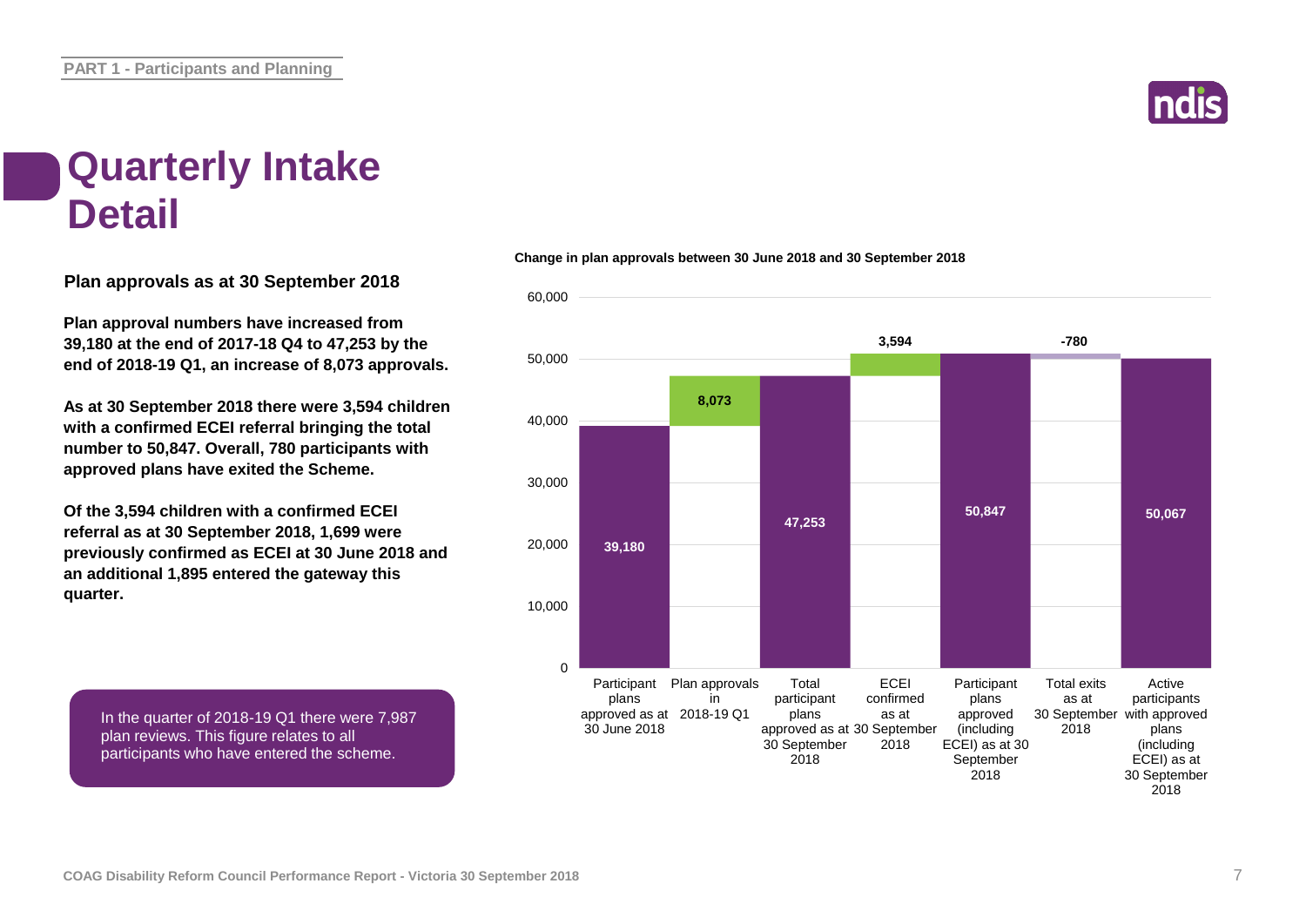# Quarterly Intake Detail

### Plan approvals as at 30 September 2018

**Plan approval numbers have increased from 39,180 at the end of 2017-18 Q4 to 47,253 by the end of 2018-19 Q1, an increase of 8,073 approvals.**

**As at 30 September 2018 there were 3,594 children with a confirmed ECEI referral bringing the total number to 50,847. Overall, 780 participants with approved plans have exited the Scheme.**

**Of the 3,594 children with a confirmed ECEI referral as at 30 September 2018, 1,699 were previously confirmed as ECEI at 30 June 2018 and an additional 1,895 entered the gateway this quarter.**

In the quarter of 2018-19 Q1 there were 7,987 plan reviews. This figure relates to all participants who have entered the scheme.

**Change in plan approvals between 30 June 2018 and 30 September 2018**

| Category | Value |
|---|---|
| Participant plans approved as at 30 June 2018 | 39,180 |
| Plan approvals in 2018-19 Q1 | 8,073 |
| Total participant plans approved as at 30 September 2018 | 47,253 |
| ECEI confirmed as at 30 September 2018 | 3,594 |
| Participant plans approved (including ECEI) as at 30 September 2018 | 50,847 |
| Total exits as at 30 September 2018 | -780 |
| Active participants with approved plans (including ECEI) as at 30 September 2018 | 50,067 |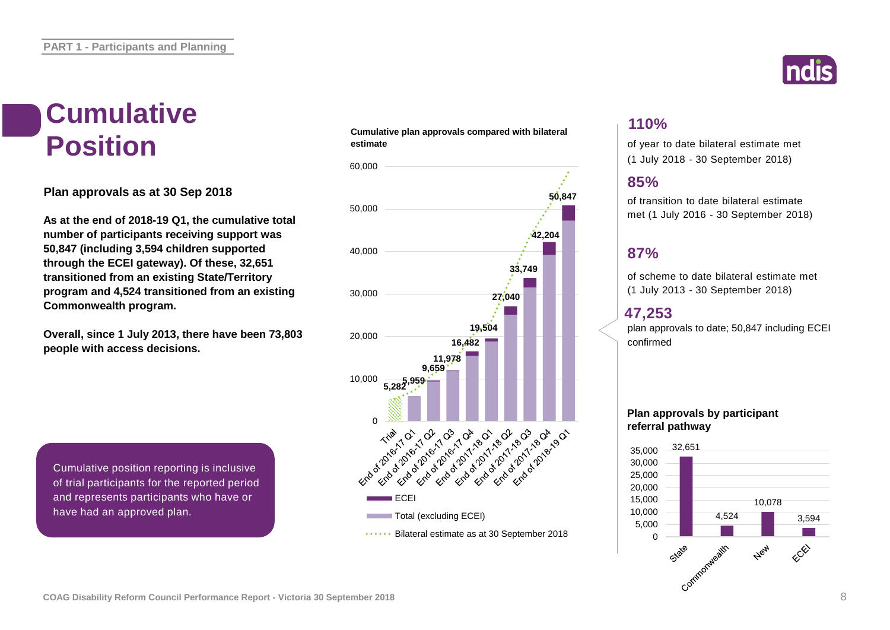PART 1 - Participants and Planning

# Cumulative Position

**Plan approvals as at 30 Sep 2018**

**As at the end of 2018-19 Q1, the cumulative total number of participants receiving support was 50,847 (including 3,594 children supported through the ECEI gateway). Of these, 32,651 transitioned from an existing State/Territory program and 4,524 transitioned from an existing Commonwealth program.**

**Overall, since 1 July 2013, there have been 73,803 people with access decisions.**

Cumulative position reporting is inclusive of trial participants for the reported period and represents participants who have or have had an approved plan.

**Cumulative plan approvals compared with bilateral estimate**

| Period | Cumulative plan approvals |
| --- | --- |
| Trial | 5,282 |
| End of 2016-17 Q1 | 5,959 |
| End of 2016-17 Q2 | 9,659 |
| End of 2016-17 Q3 | 11,978 |
| End of 2016-17 Q4 | 16,482 |
| End of 2017-18 Q1 | 19,504 |
| End of 2017-18 Q2 | 27,040 |
| End of 2017-18 Q3 | 33,749 |
| End of 2017-18 Q4 | 42,204 |
| End of 2018-19 Q1 | 50,847 |

ECEI | Total (excluding ECEI) | Bilateral estimate as at 30 September 2018

## 110%

of year to date bilateral estimate met (1 July 2018 - 30 September 2018)

## 85%

of transition to date bilateral estimate met (1 July 2016 - 30 September 2018)

## 87%

of scheme to date bilateral estimate met (1 July 2013 - 30 September 2018)

## 47,253

plan approvals to date; 50,847 including ECEI confirmed

**Plan approvals by participant referral pathway**

| Pathway | Plan approvals |
| --- | --- |
| State | 32,651 |
| Commonwealth | 4,524 |
| New | 10,078 |
| ECEI | 3,594 |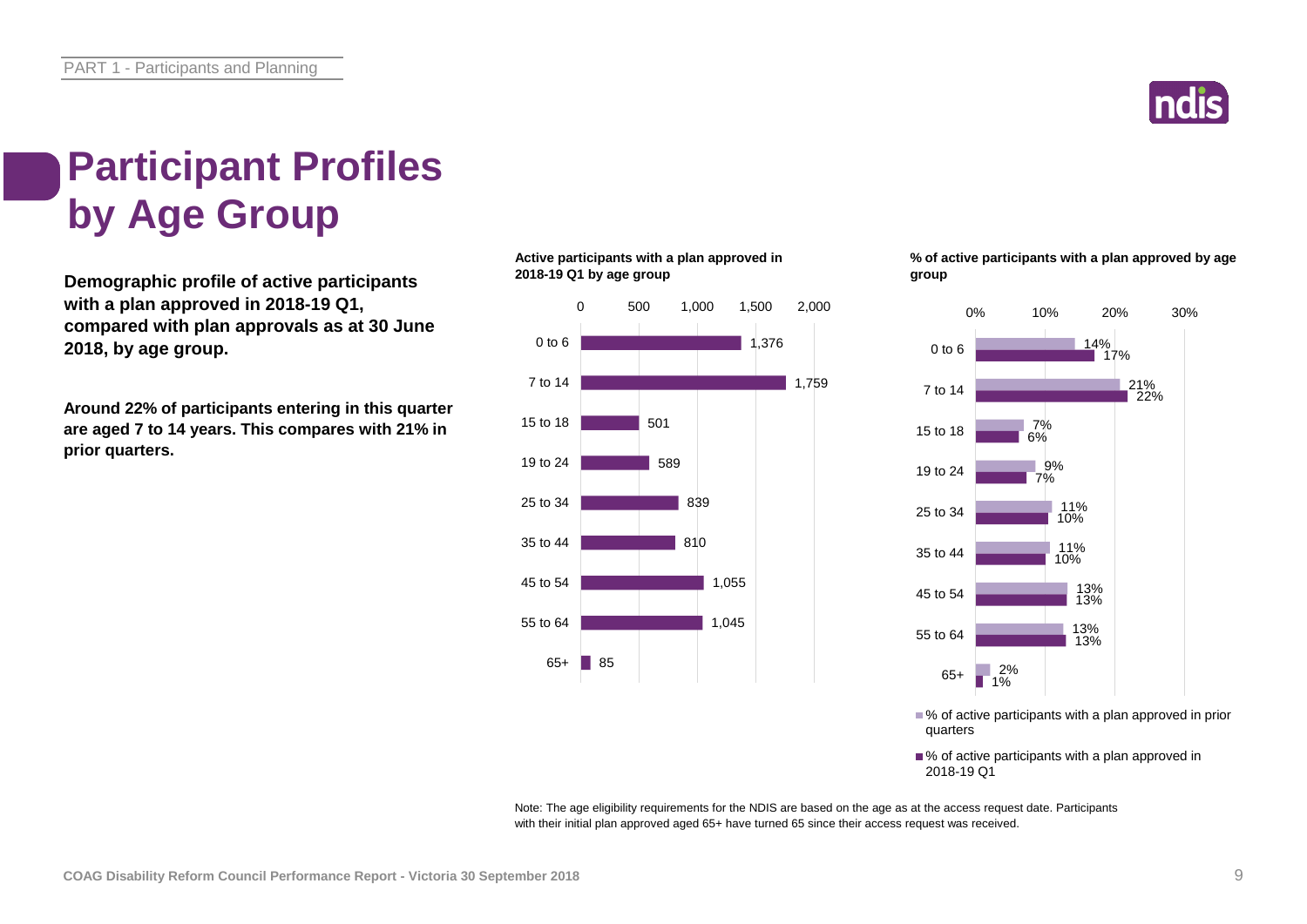# Participant Profiles by Age Group

**Demographic profile of active participants with a plan approved in 2018-19 Q1, compared with plan approvals as at 30 June 2018, by age group.**

**Around 22% of participants entering in this quarter are aged 7 to 14 years. This compares with 21% in prior quarters.**

**Active participants with a plan approved in 2018-19 Q1 by age group**

| Age group | Active participants |
|---|---|
| 0 to 6 | 1,376 |
| 7 to 14 | 1,759 |
| 15 to 18 | 501 |
| 19 to 24 | 589 |
| 25 to 34 | 839 |
| 35 to 44 | 810 |
| 45 to 54 | 1,055 |
| 55 to 64 | 1,045 |
| 65+ | 85 |

**% of active participants with a plan approved by age group**

| Age group | % of active participants with a plan approved in prior quarters | % of active participants with a plan approved in 2018-19 Q1 |
|---|---|---|
| 0 to 6 | 14% | 17% |
| 7 to 14 | 21% | 22% |
| 15 to 18 | 7% | 6% |
| 19 to 24 | 9% | 7% |
| 25 to 34 | 11% | 10% |
| 35 to 44 | 11% | 10% |
| 45 to 54 | 13% | 13% |
| 55 to 64 | 13% | 13% |
| 65+ | 2% | 1% |

Note: The age eligibility requirements for the NDIS are based on the age as at the access request date. Participants with their initial plan approved aged 65+ have turned 65 since their access request was received.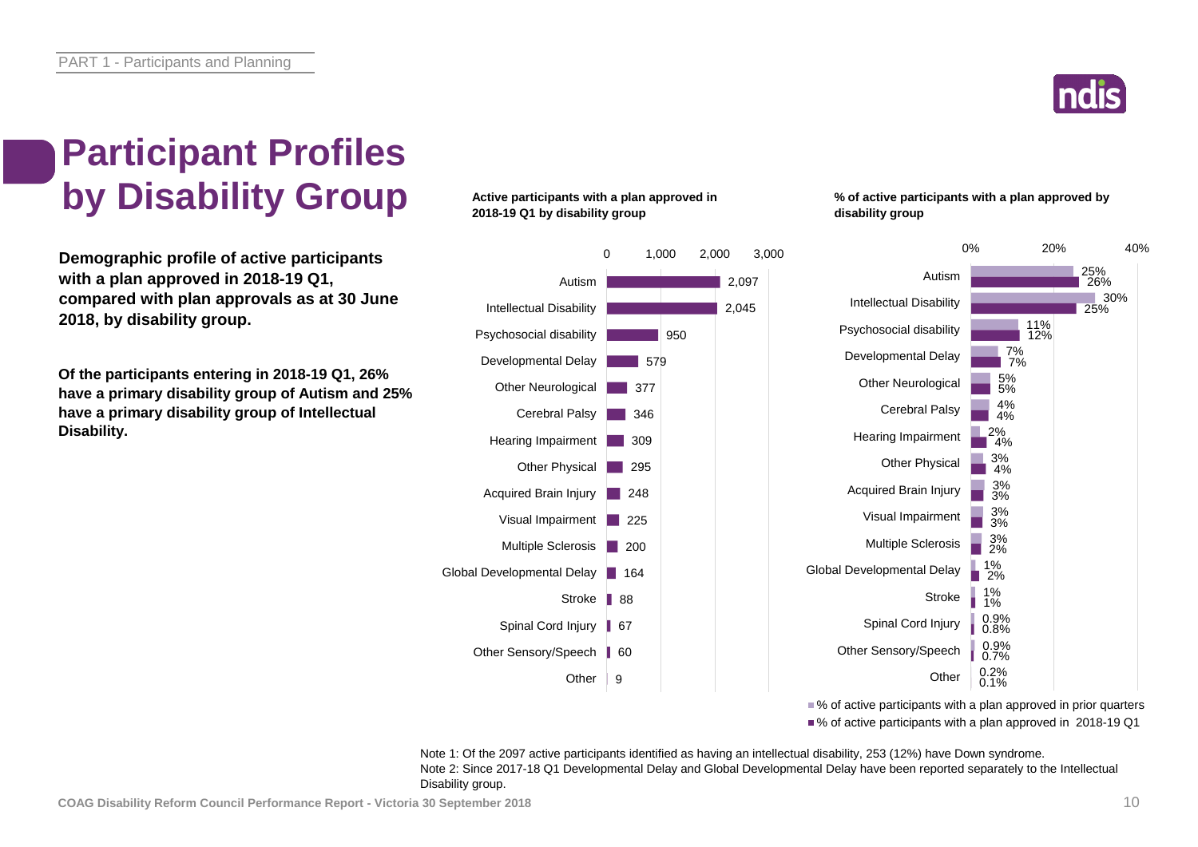# Participant Profiles by Disability Group

**Demographic profile of active participants with a plan approved in 2018-19 Q1, compared with plan approvals as at 30 June 2018, by disability group.**

**Of the participants entering in 2018-19 Q1, 26% have a primary disability group of Autism and 25% have a primary disability group of Intellectual Disability.**

**Active participants with a plan approved in 2018-19 Q1 by disability group**

| Disability group | Active participants |
|---|---|
| Autism | 2,097 |
| Intellectual Disability | 2,045 |
| Psychosocial disability | 950 |
| Developmental Delay | 579 |
| Other Neurological | 377 |
| Cerebral Palsy | 346 |
| Hearing Impairment | 309 |
| Other Physical | 295 |
| Acquired Brain Injury | 248 |
| Visual Impairment | 225 |
| Multiple Sclerosis | 200 |
| Global Developmental Delay | 164 |
| Stroke | 88 |
| Spinal Cord Injury | 67 |
| Other Sensory/Speech | 60 |
| Other | 9 |

**% of active participants with a plan approved by disability group**

| Disability group | % of active participants with a plan approved in prior quarters | % of active participants with a plan approved in 2018-19 Q1 |
|---|---|---|
| Autism | 25% | 26% |
| Intellectual Disability | 30% | 25% |
| Psychosocial disability | 11% | 12% |
| Developmental Delay | 7% | 7% |
| Other Neurological | 5% | 5% |
| Cerebral Palsy | 4% | 4% |
| Hearing Impairment | 2% | 4% |
| Other Physical | 3% | 4% |
| Acquired Brain Injury | 3% | 3% |
| Visual Impairment | 3% | 3% |
| Multiple Sclerosis | 3% | 2% |
| Global Developmental Delay | 1% | 2% |
| Stroke | 1% | 1% |
| Spinal Cord Injury | 0.9% | 0.8% |
| Other Sensory/Speech | 0.9% | 0.7% |
| Other | 0.2% | 0.1% |

Note 1: Of the 2097 active participants identified as having an intellectual disability, 253 (12%) have Down syndrome.
Note 2: Since 2017-18 Q1 Developmental Delay and Global Developmental Delay have been reported separately to the Intellectual Disability group.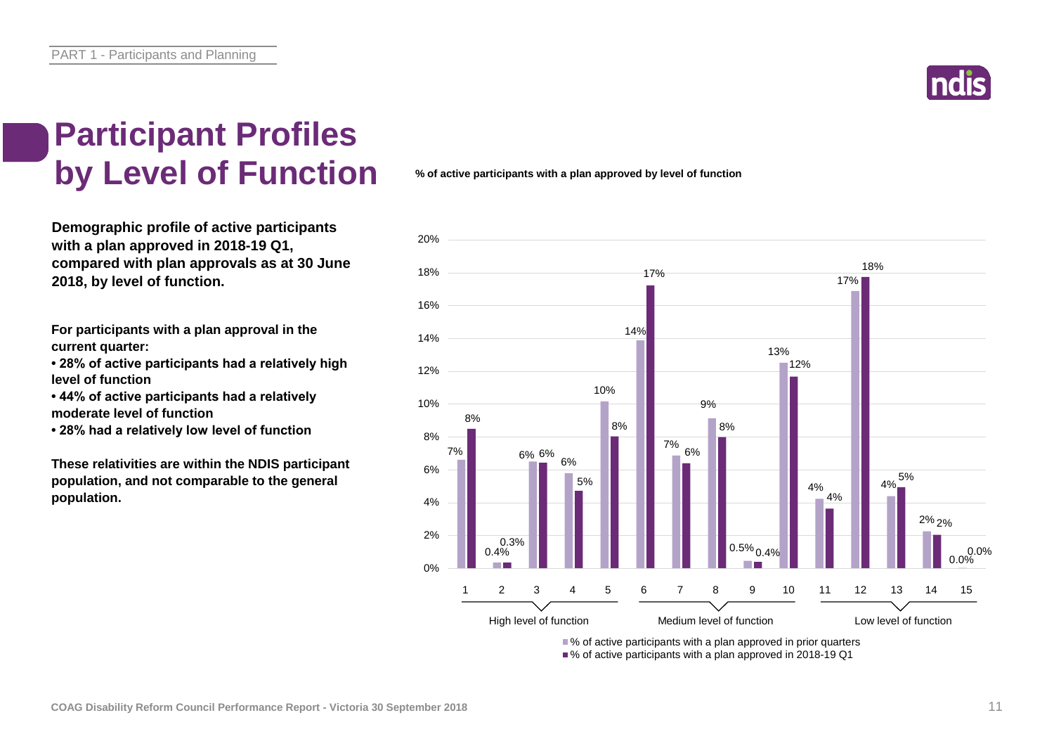# Participant Profiles by Level of Function

**Demographic profile of active participants with a plan approved in 2018-19 Q1, compared with plan approvals as at 30 June 2018, by level of function.**

**For participants with a plan approval in the current quarter:**

- **28% of active participants had a relatively high level of function**
- **44% of active participants had a relatively moderate level of function**
- **28% had a relatively low level of function**

**These relativities are within the NDIS participant population, and not comparable to the general population.**

**% of active participants with a plan approved by level of function**

| Level of function | | % of active participants with a plan approved in prior quarters | % of active participants with a plan approved in 2018-19 Q1 |
|---|---|---|---|
| High level of function | 1 | 7% | 8% |
| | 2 | 0.4% | 0.3% |
| | 3 | 6% | 6% |
| | 4 | 6% | 5% |
| | 5 | 10% | 8% |
| Medium level of function | 6 | 14% | 17% |
| | 7 | 7% | 6% |
| | 8 | 9% | 8% |
| | 9 | 0.5% | 0.4% |
| | 10 | 13% | 12% |
| Low level of function | 11 | 4% | 4% |
| | 12 | 17% | 18% |
| | 13 | 4% | 5% |
| | 14 | 2% | 2% |
| | 15 | 0.0% | 0.0% |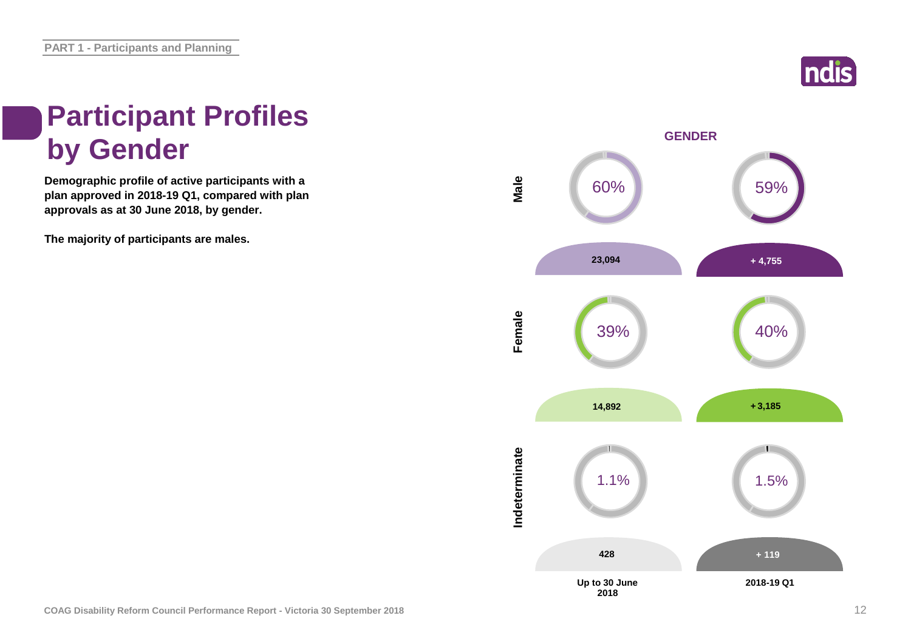# Participant Profiles by Gender

**Demographic profile of active participants with a plan approved in 2018-19 Q1, compared with plan approvals as at 30 June 2018, by gender.**

**The majority of participants are males.**

**GENDER**

| | Up to 30 June 2018 | | 2018-19 Q1 | |
|---|---|---|---|---|
| Male | 60% | 23,094 | 59% | + 4,755 |
| Female | 39% | 14,892 | 40% | + 3,185 |
| Indeterminate | 1.1% | 428 | 1.5% | + 119 |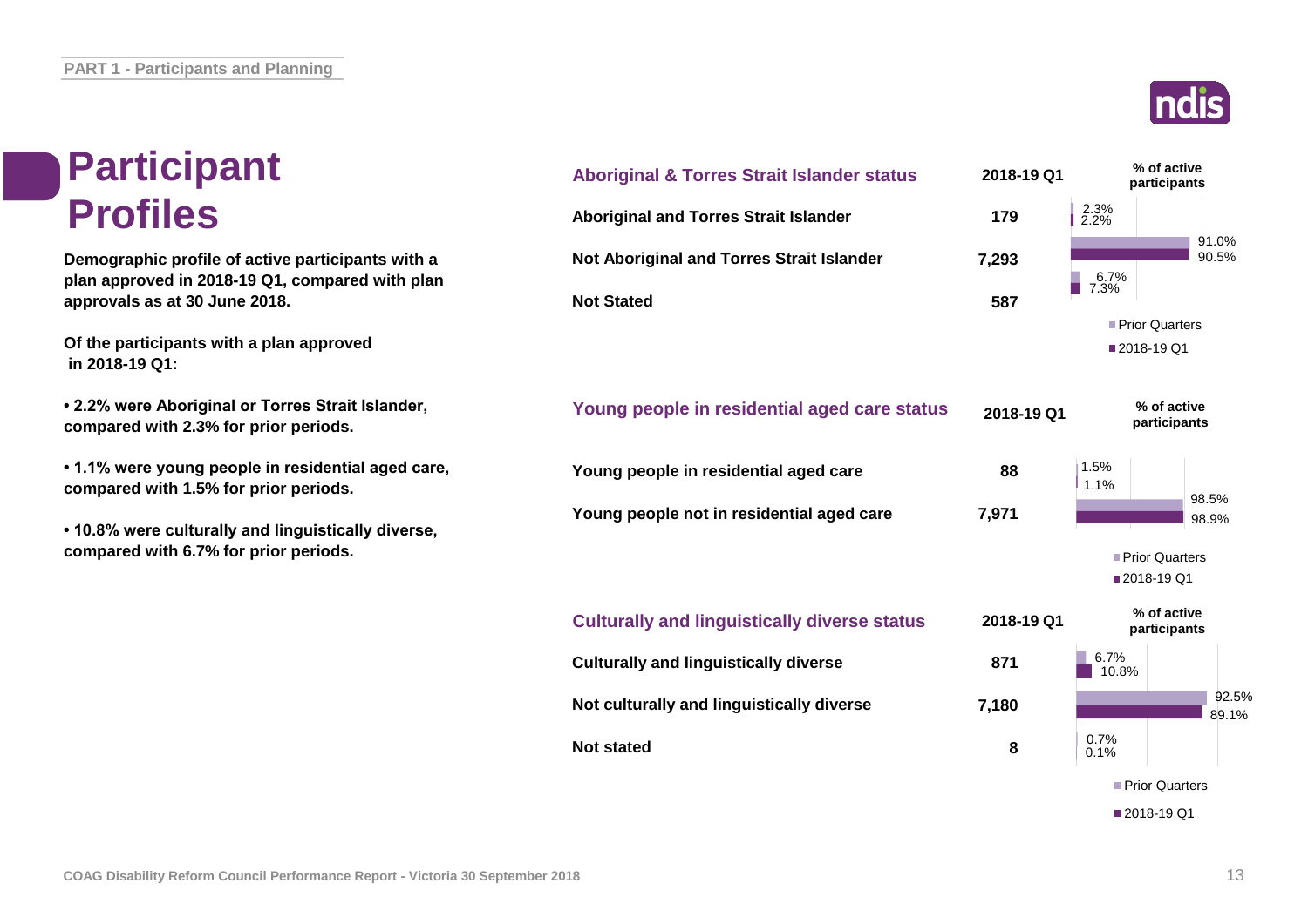# Participant Profiles

**Demographic profile of active participants with a plan approved in 2018-19 Q1, compared with plan approvals as at 30 June 2018.**

**Of the participants with a plan approved in 2018-19 Q1:**

- **2.2% were Aboriginal or Torres Strait Islander, compared with 2.3% for prior periods.**
- **1.1% were young people in residential aged care, compared with 1.5% for prior periods.**
- **10.8% were culturally and linguistically diverse, compared with 6.7% for prior periods.**

| Aboriginal & Torres Strait Islander status | 2018-19 Q1 | % of active participants – Prior Quarters | % of active participants – 2018-19 Q1 |
|---|---|---|---|
| Aboriginal and Torres Strait Islander | 179 | 2.3% | 2.2% |
| Not Aboriginal and Torres Strait Islander | 7,293 | 91.0% | 90.5% |
| Not Stated | 587 | 6.7% | 7.3% |

| Young people in residential aged care status | 2018-19 Q1 | % of active participants – Prior Quarters | % of active participants – 2018-19 Q1 |
|---|---|---|---|
| Young people in residential aged care | 88 | 1.5% | 1.1% |
| Young people not in residential aged care | 7,971 | 98.5% | 98.9% |

| Culturally and linguistically diverse status | 2018-19 Q1 | % of active participants – Prior Quarters | % of active participants – 2018-19 Q1 |
|---|---|---|---|
| Culturally and linguistically diverse | 871 | 6.7% | 10.8% |
| Not culturally and linguistically diverse | 7,180 | 92.5% | 89.1% |
| Not stated | 8 | 0.7% | 0.1% |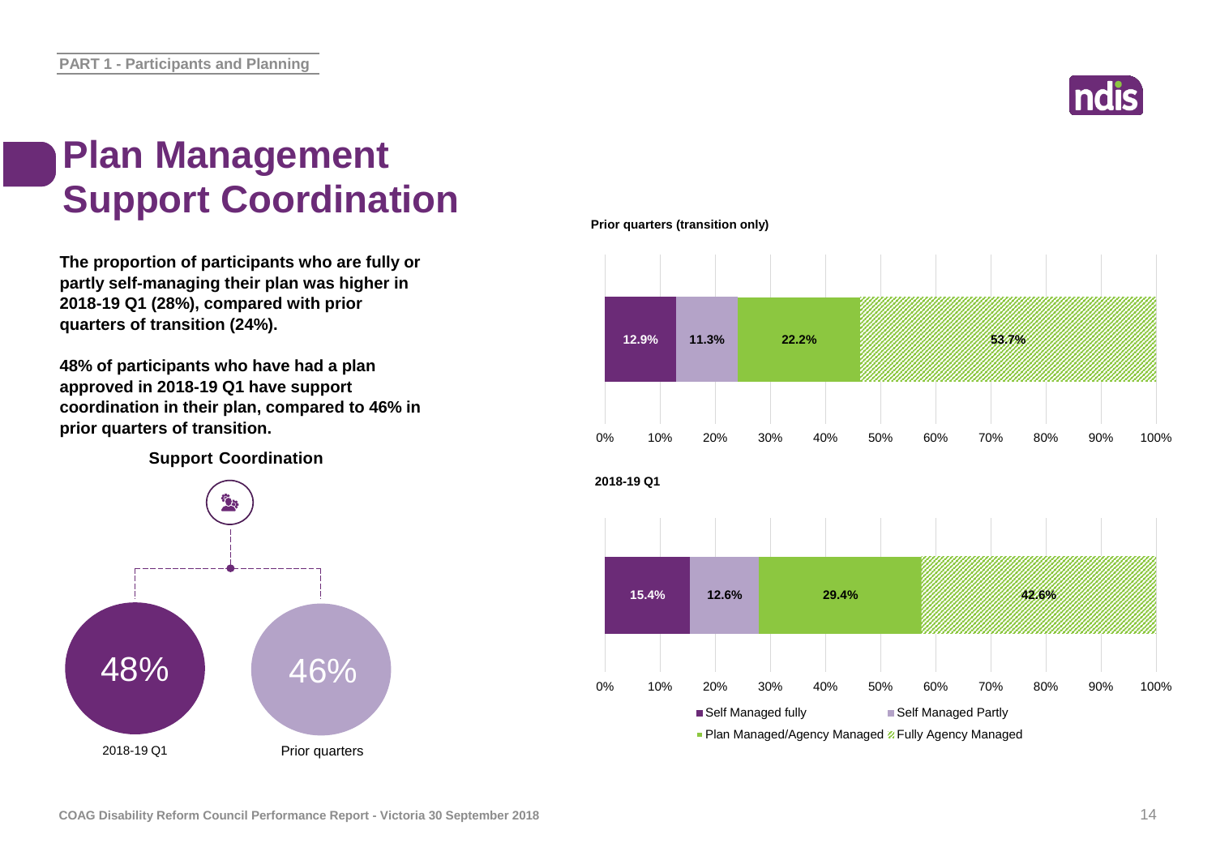# Plan Management Support Coordination

**The proportion of participants who are fully or partly self-managing their plan was higher in 2018-19 Q1 (28%), compared with prior quarters of transition (24%).**

**48% of participants who have had a plan approved in 2018-19 Q1 have support coordination in their plan, compared to 46% in prior quarters of transition.**

**Support Coordination**

| 2018-19 Q1 | Prior quarters |
|---|---|
| 48% | 46% |

**Prior quarters (transition only)**

| Self Managed fully | Self Managed Partly | Plan Managed/Agency Managed | Fully Agency Managed |
|---|---|---|---|
| 12.9% | 11.3% | 22.2% | 53.7% |

**2018-19 Q1**

| Self Managed fully | Self Managed Partly | Plan Managed/Agency Managed | Fully Agency Managed |
|---|---|---|---|
| 15.4% | 12.6% | 29.4% | 42.6% |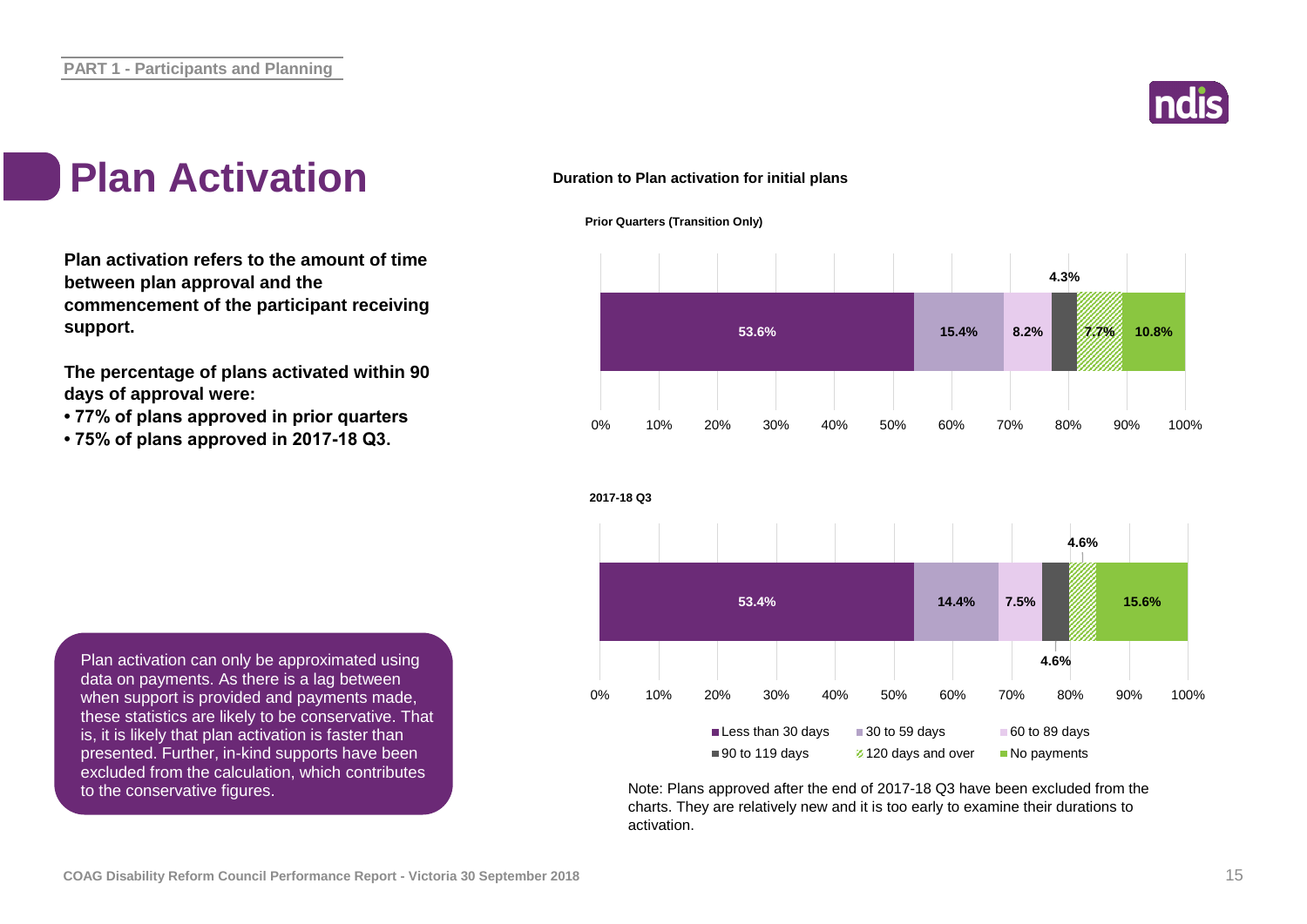# Plan Activation

**Plan activation refers to the amount of time between plan approval and the commencement of the participant receiving support.**

**The percentage of plans activated within 90 days of approval were:**

- **77% of plans approved in prior quarters**
- **75% of plans approved in 2017-18 Q3.**

Plan activation can only be approximated using data on payments. As there is a lag between when support is provided and payments made, these statistics are likely to be conservative. That is, it is likely that plan activation is faster than presented. Further, in-kind supports have been excluded from the calculation, which contributes to the conservative figures.

**Duration to Plan activation for initial plans**

| | Less than 30 days | 30 to 59 days | 60 to 89 days | 90 to 119 days | 120 days and over | No payments |
|---|---|---|---|---|---|---|
| Prior Quarters (Transition Only) | 53.6% | 15.4% | 8.2% | 4.3% | 7.7% | 10.8% |
| 2017-18 Q3 | 53.4% | 14.4% | 7.5% | 4.6% | 4.6% | 15.6% |

Note: Plans approved after the end of 2017-18 Q3 have been excluded from the charts. They are relatively new and it is too early to examine their durations to activation.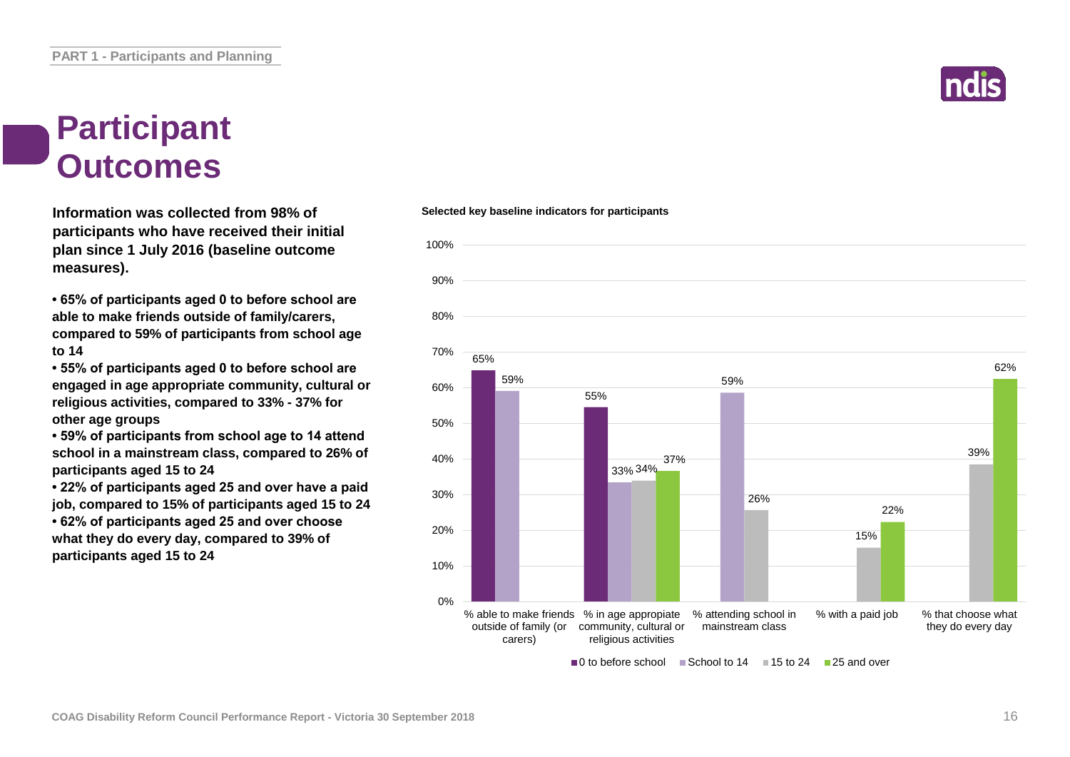# Participant Outcomes

**Information was collected from 98% of participants who have received their initial plan since 1 July 2016 (baseline outcome measures).**

- **65% of participants aged 0 to before school are able to make friends outside of family/carers, compared to 59% of participants from school age to 14**
- **55% of participants aged 0 to before school are engaged in age appropriate community, cultural or religious activities, compared to 33% - 37% for other age groups**
- **59% of participants from school age to 14 attend school in a mainstream class, compared to 26% of participants aged 15 to 24**
- **22% of participants aged 25 and over have a paid job, compared to 15% of participants aged 15 to 24**
- **62% of participants aged 25 and over choose what they do every day, compared to 39% of participants aged 15 to 24**

**Selected key baseline indicators for participants**

| Indicator | 0 to before school | School to 14 | 15 to 24 | 25 and over |
|---|---|---|---|---|
| % able to make friends outside of family (or carers) | 65% | 59% | | |
| % in age appropiate community, cultural or religious activities | 55% | 33% | 34% | 37% |
| % attending school in mainstream class | | 59% | 26% | |
| % with a paid job | | | 15% | 22% |
| % that choose what they do every day | | | 39% | 62% |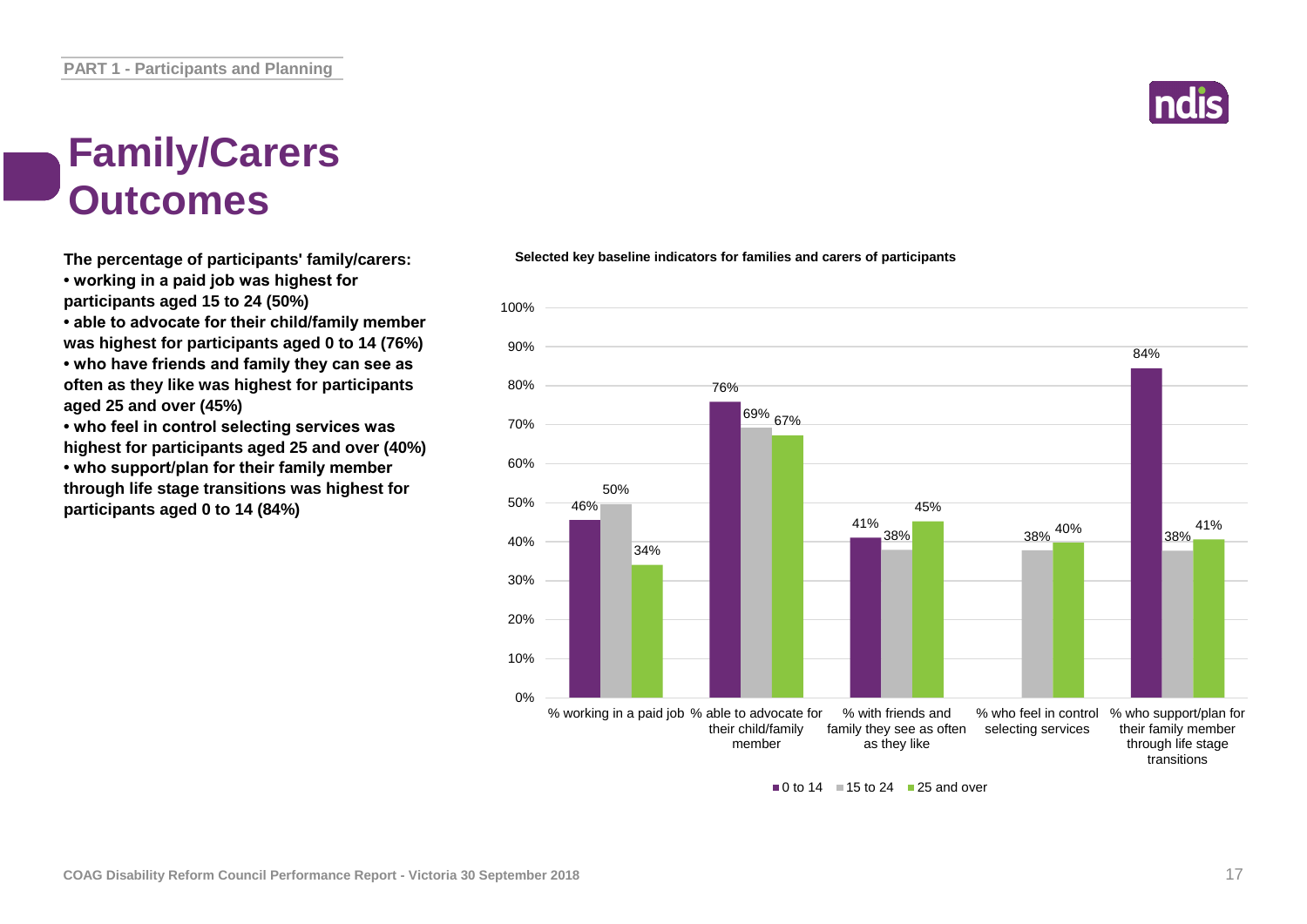# Family/Carers Outcomes

**The percentage of participants' family/carers:**

- **working in a paid job was highest for participants aged 15 to 24 (50%)**
- **able to advocate for their child/family member was highest for participants aged 0 to 14 (76%)**
- **who have friends and family they can see as often as they like was highest for participants aged 25 and over (45%)**
- **who feel in control selecting services was highest for participants aged 25 and over (40%)**
- **who support/plan for their family member through life stage transitions was highest for participants aged 0 to 14 (84%)**

**Selected key baseline indicators for families and carers of participants**

| Indicator | 0 to 14 | 15 to 24 | 25 and over |
|---|---|---|---|
| % working in a paid job | 46% | 50% | 34% |
| % able to advocate for their child/family member | 76% | 69% | 67% |
| % with friends and family they see as often as they like | 41% | 38% | 45% |
| % who feel in control selecting services | | 38% | 40% |
| % who support/plan for their family member through life stage transitions | 84% | 38% | 41% |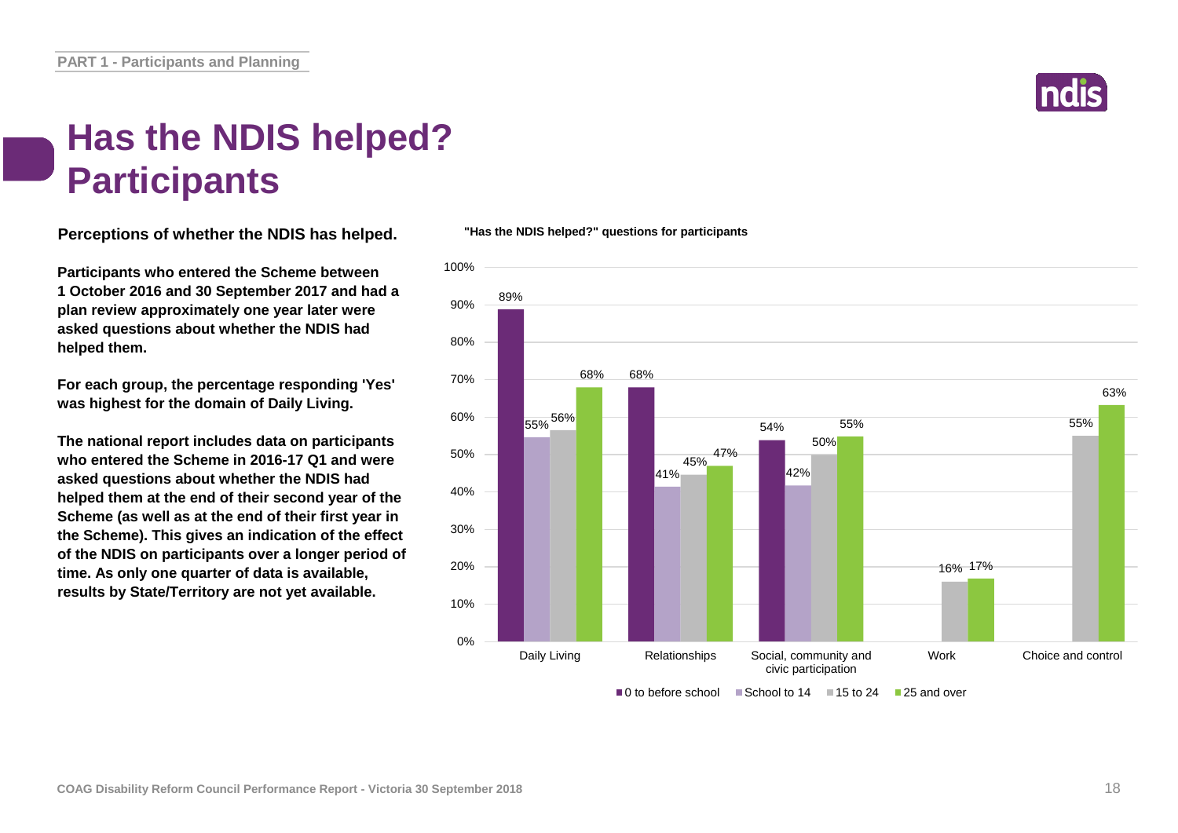# Has the NDIS helped? Participants

**Perceptions of whether the NDIS has helped.**

**Participants who entered the Scheme between 1 October 2016 and 30 September 2017 and had a plan review approximately one year later were asked questions about whether the NDIS had helped them.**

**For each group, the percentage responding 'Yes' was highest for the domain of Daily Living.**

**The national report includes data on participants who entered the Scheme in 2016-17 Q1 and were asked questions about whether the NDIS had helped them at the end of their second year of the Scheme (as well as at the end of their first year in the Scheme). This gives an indication of the effect of the NDIS on participants over a longer period of time. As only one quarter of data is available, results by State/Territory are not yet available.**

**"Has the NDIS helped?" questions for participants**

| Domain | 0 to before school | School to 14 | 15 to 24 | 25 and over |
|---|---|---|---|---|
| Daily Living | 89% | 55% | 56% | 68% |
| Relationships | 68% | 41% | 45% | 47% |
| Social, community and civic participation | 54% | 42% | 50% | 55% |
| Work | | | 16% | 17% |
| Choice and control | | | 55% | 63% |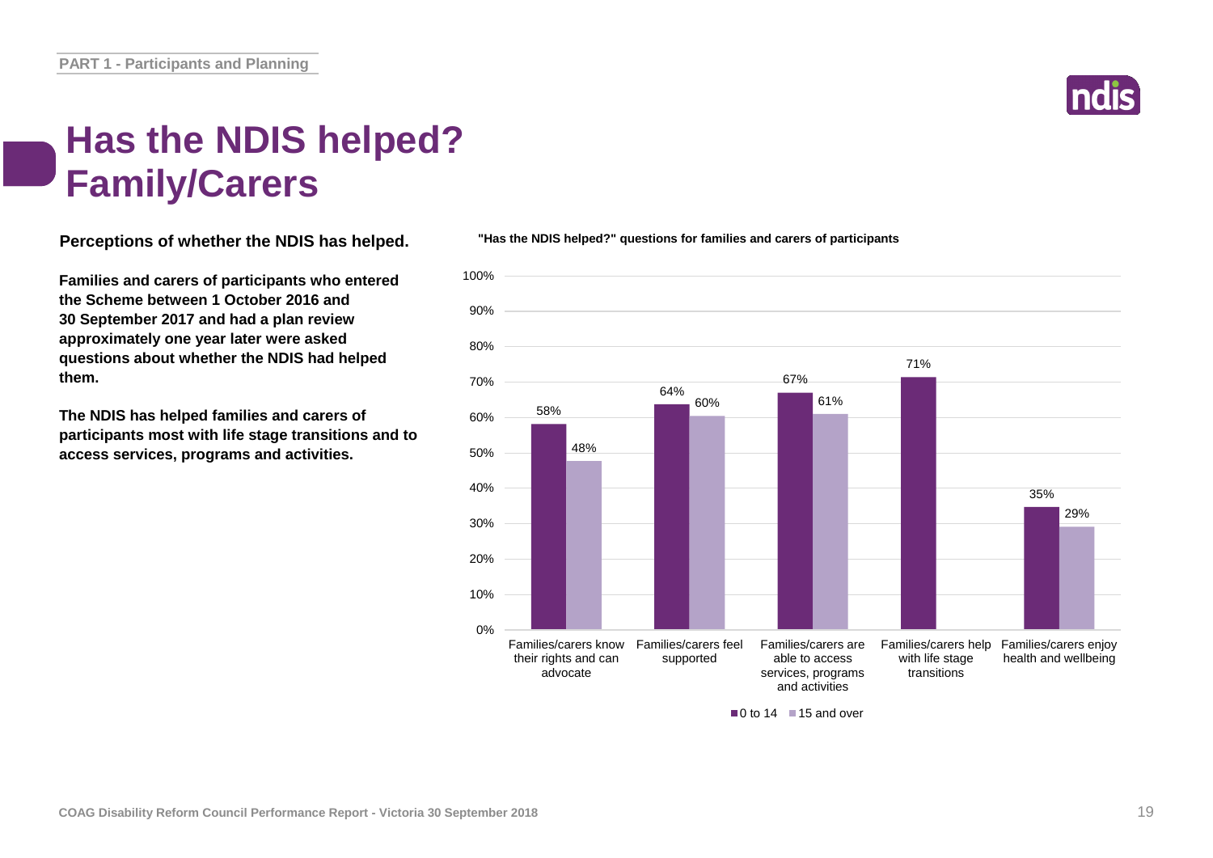# Has the NDIS helped? Family/Carers

**Perceptions of whether the NDIS has helped.**

**Families and carers of participants who entered the Scheme between 1 October 2016 and 30 September 2017 and had a plan review approximately one year later were asked questions about whether the NDIS had helped them.**

**The NDIS has helped families and carers of participants most with life stage transitions and to access services, programs and activities.**

**"Has the NDIS helped?" questions for families and carers of participants**

| | 0 to 14 | 15 and over |
|---|---|---|
| Families/carers know their rights and can advocate | 58% | 48% |
| Families/carers feel supported | 64% | 60% |
| Families/carers are able to access services, programs and activities | 67% | 61% |
| Families/carers help with life stage transitions | 71% | |
| Families/carers enjoy health and wellbeing | 35% | 29% |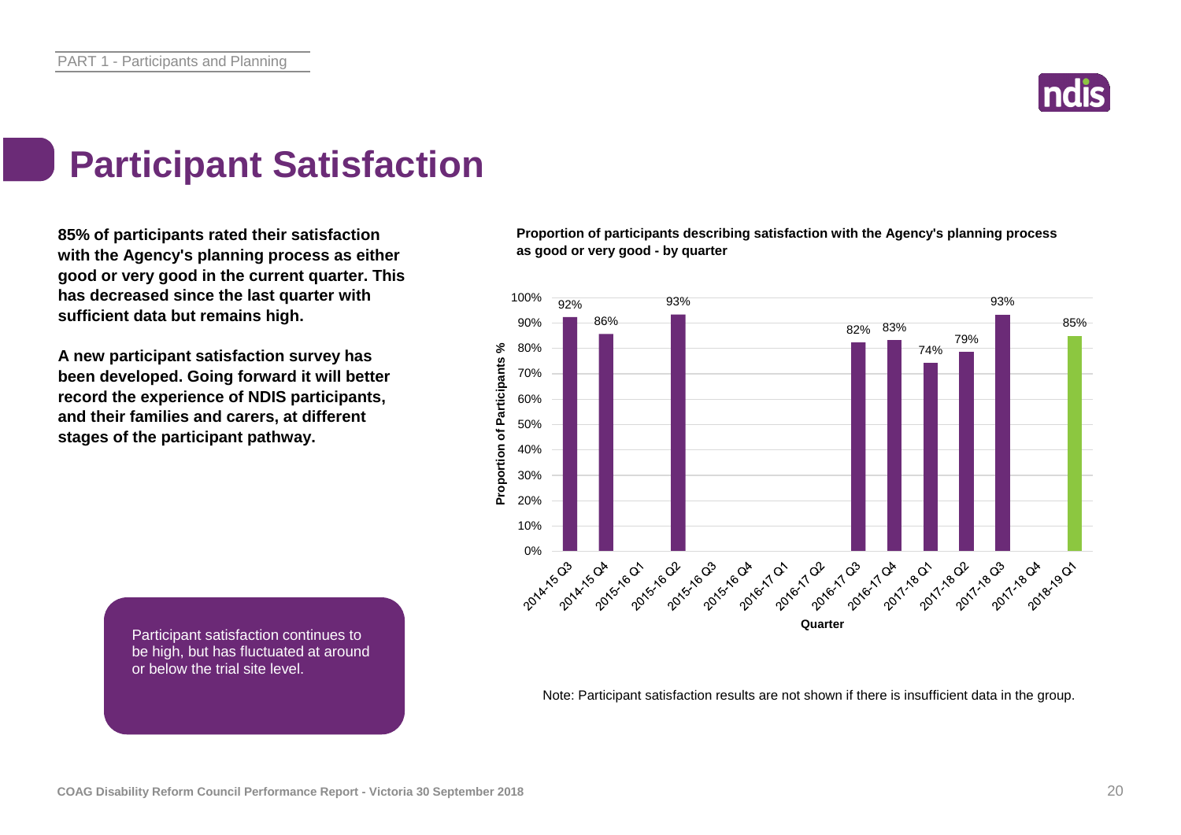# Participant Satisfaction

**85% of participants rated their satisfaction with the Agency's planning process as either good or very good in the current quarter. This has decreased since the last quarter with sufficient data but remains high.**

**A new participant satisfaction survey has been developed. Going forward it will better record the experience of NDIS participants, and their families and carers, at different stages of the participant pathway.**

Participant satisfaction continues to be high, but has fluctuated at around or below the trial site level.

**Proportion of participants describing satisfaction with the Agency's planning process as good or very good - by quarter**

| Quarter | Proportion of Participants % |
|---|---|
| 2014-15 Q3 | 92% |
| 2014-15 Q4 | 86% |
| 2015-16 Q1 | |
| 2015-16 Q2 | 93% |
| 2015-16 Q3 | |
| 2015-16 Q4 | |
| 2016-17 Q1 | |
| 2016-17 Q2 | |
| 2016-17 Q3 | 82% |
| 2016-17 Q4 | 83% |
| 2017-18 Q1 | 74% |
| 2017-18 Q2 | 79% |
| 2017-18 Q3 | 93% |
| 2017-18 Q4 | |
| 2018-19 Q1 | 85% |

Note: Participant satisfaction results are not shown if there is insufficient data in the group.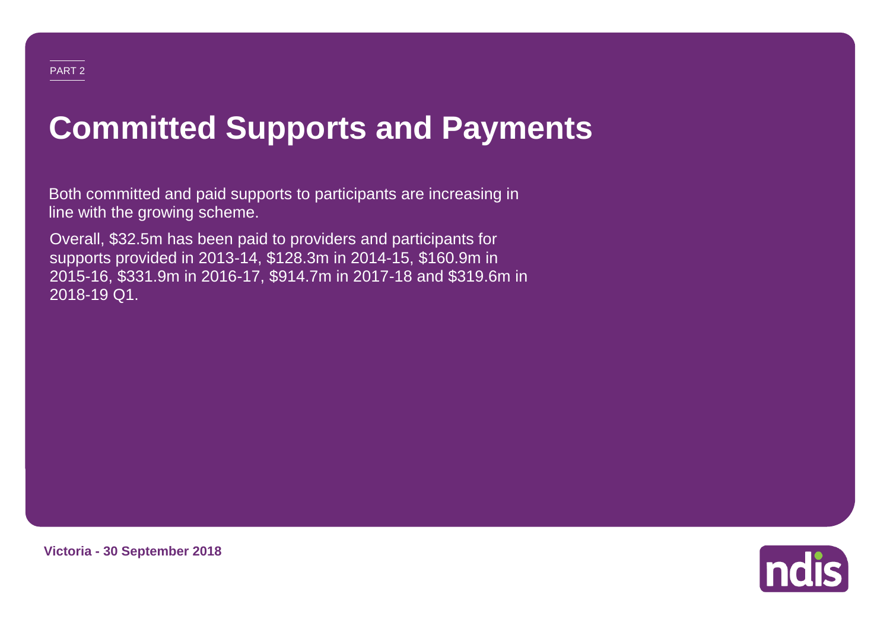PART 2

# Committed Supports and Payments

Both committed and paid supports to participants are increasing in line with the growing scheme.

Overall, $32.5m has been paid to providers and participants for supports provided in 2013-14, $128.3m in 2014-15, $160.9m in 2015-16, $331.9m in 2016-17, $914.7m in 2017-18 and $319.6m in 2018-19 Q1.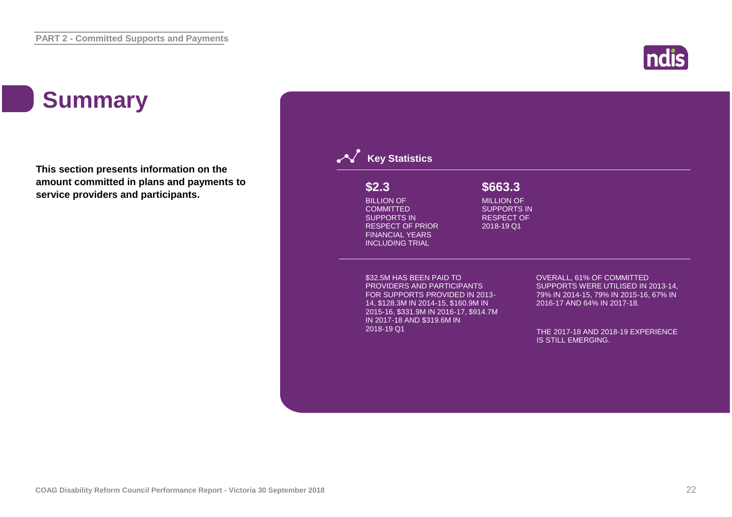# Summary

**This section presents information on the amount committed in plans and payments to service providers and participants.**

## Key Statistics

**$2.3**
BILLION OF COMMITTED SUPPORTS IN RESPECT OF PRIOR FINANCIAL YEARS INCLUDING TRIAL

**$663.3**
MILLION OF SUPPORTS IN RESPECT OF 2018-19 Q1

$32.5M HAS BEEN PAID TO PROVIDERS AND PARTICIPANTS FOR SUPPORTS PROVIDED IN 2013-14, $128.3M IN 2014-15, $160.9M IN 2015-16, $331.9M IN 2016-17, $914.7M IN 2017-18 AND $319.6M IN 2018-19 Q1

OVERALL, 61% OF COMMITTED SUPPORTS WERE UTILISED IN 2013-14, 79% IN 2014-15, 79% IN 2015-16, 67% IN 2016-17 AND 64% IN 2017-18.

THE 2017-18 AND 2018-19 EXPERIENCE IS STILL EMERGING.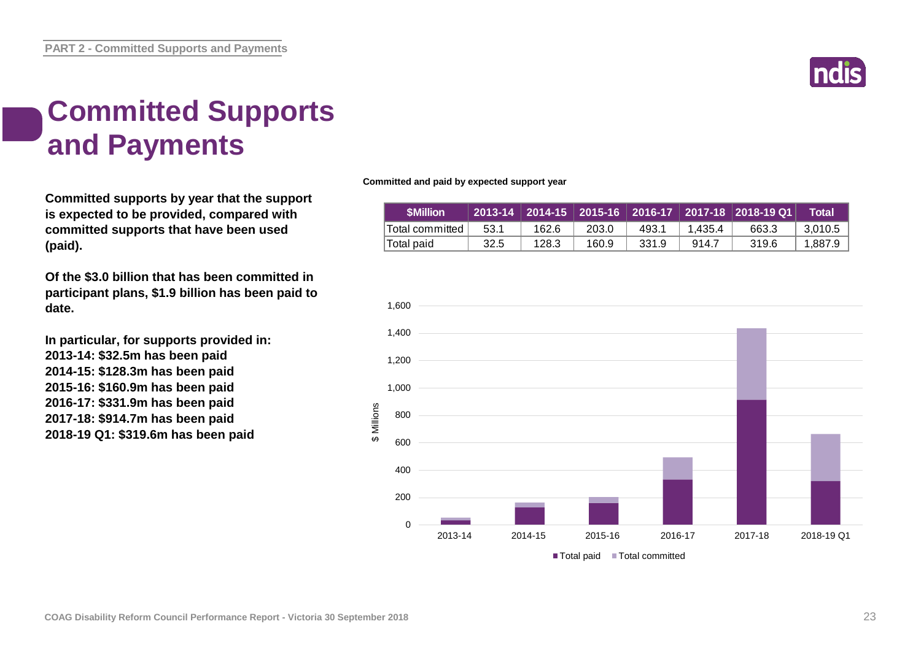# Committed Supports and Payments

**Committed supports by year that the support is expected to be provided, compared with committed supports that have been used (paid).**

**Of the $3.0 billion that has been committed in participant plans, $1.9 billion has been paid to date.**

**In particular, for supports provided in:**
**2013-14: $32.5m has been paid**
**2014-15: $128.3m has been paid**
**2015-16: $160.9m has been paid**
**2016-17: $331.9m has been paid**
**2017-18: $914.7m has been paid**
**2018-19 Q1: $319.6m has been paid**

**Committed and paid by expected support year**

| $Million | 2013-14 | 2014-15 | 2015-16 | 2016-17 | 2017-18 | 2018-19 Q1 | Total |
|---|---|---|---|---|---|---|---|
| Total committed | 53.1 | 162.6 | 203.0 | 493.1 | 1,435.4 | 663.3 | 3,010.5 |
| Total paid | 32.5 | 128.3 | 160.9 | 331.9 | 914.7 | 319.6 | 1,887.9 |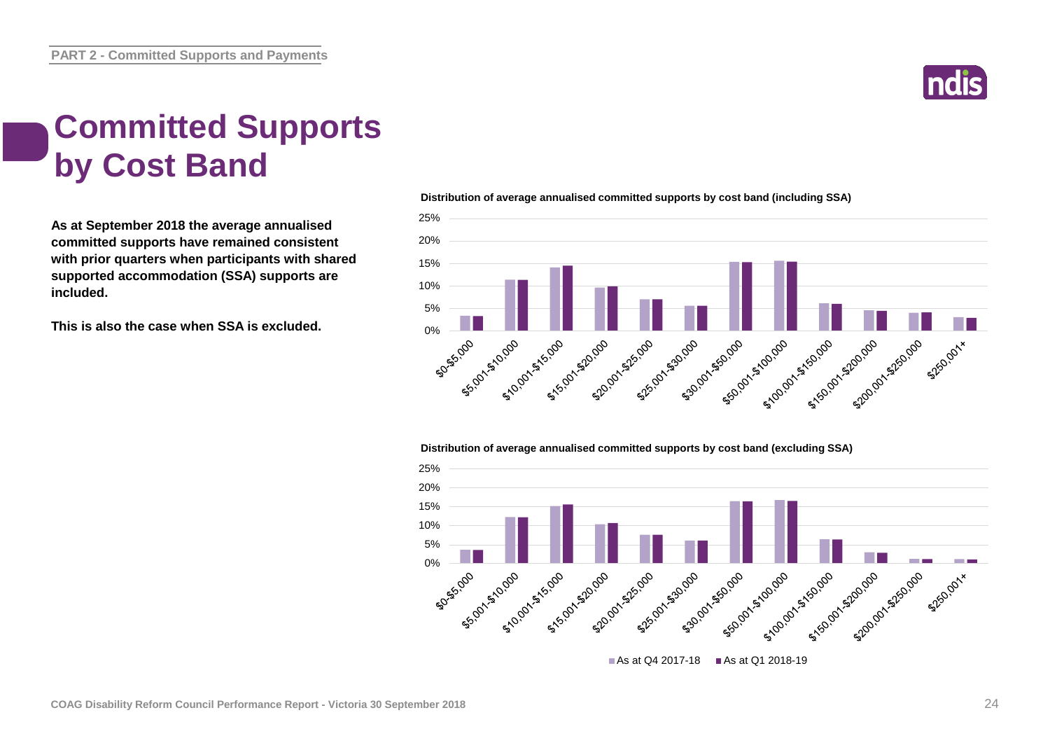# Committed Supports by Cost Band

**As at September 2018 the average annualised committed supports have remained consistent with prior quarters when participants with shared supported accommodation (SSA) supports are included.**

**This is also the case when SSA is excluded.**

**Distribution of average annualised committed supports by cost band (including SSA)**

**Distribution of average annualised committed supports by cost band (excluding SSA)**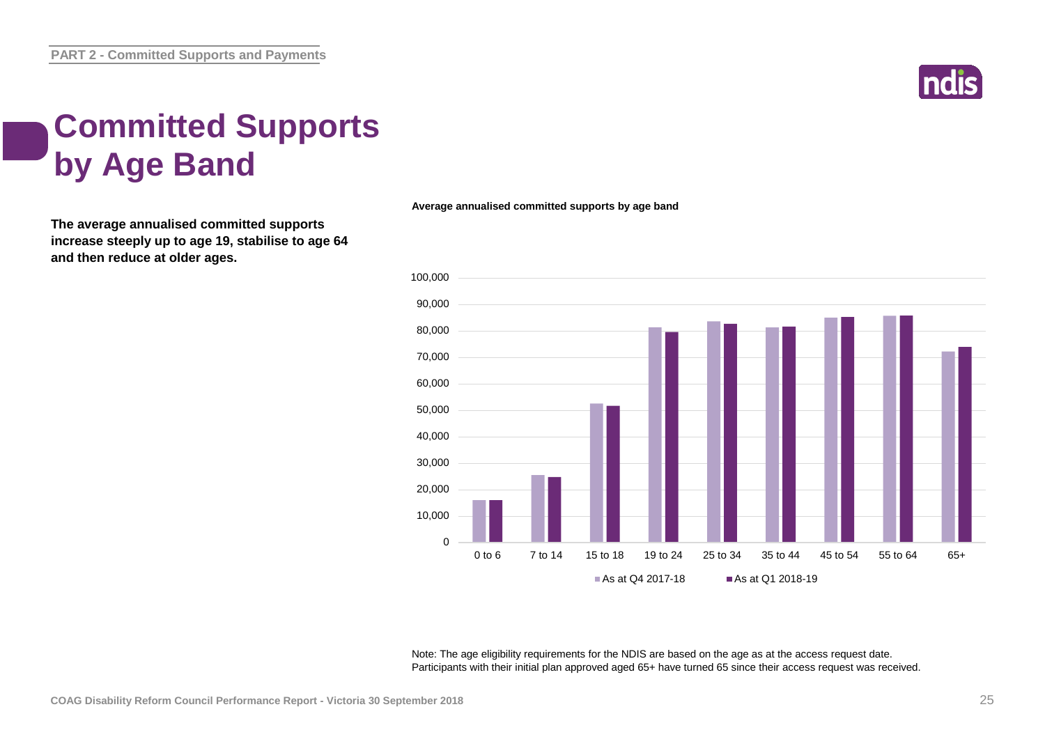PART 2 - Committed Supports and Payments

# Committed Supports by Age Band

**The average annualised committed supports increase steeply up to age 19, stabilise to age 64 and then reduce at older ages.**

**Average annualised committed supports by age band**

Note: The age eligibility requirements for the NDIS are based on the age as at the access request date. Participants with their initial plan approved aged 65+ have turned 65 since their access request was received.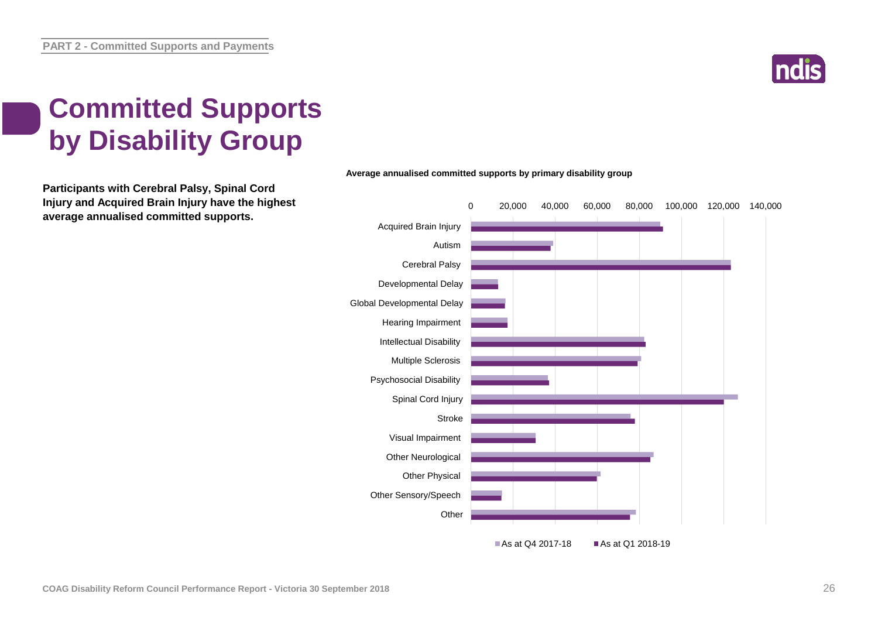# Committed Supports by Disability Group

**Participants with Cerebral Palsy, Spinal Cord Injury and Acquired Brain Injury have the highest average annualised committed supports.**

**Average annualised committed supports by primary disability group**

| Primary disability group | As at Q4 2017-18 | As at Q1 2018-19 |
|---|---|---|
| Acquired Brain Injury | | |
| Autism | | |
| Cerebral Palsy | | |
| Developmental Delay | | |
| Global Developmental Delay | | |
| Hearing Impairment | | |
| Intellectual Disability | | |
| Multiple Sclerosis | | |
| Psychosocial Disability | | |
| Spinal Cord Injury | | |
| Stroke | | |
| Visual Impairment | | |
| Other Neurological | | |
| Other Physical | | |
| Other Sensory/Speech | | |
| Other | | |

Axis: 0, 20,000, 40,000, 60,000, 80,000, 100,000, 120,000, 140,000

■ As at Q4 2017-18 ■ As at Q1 2018-19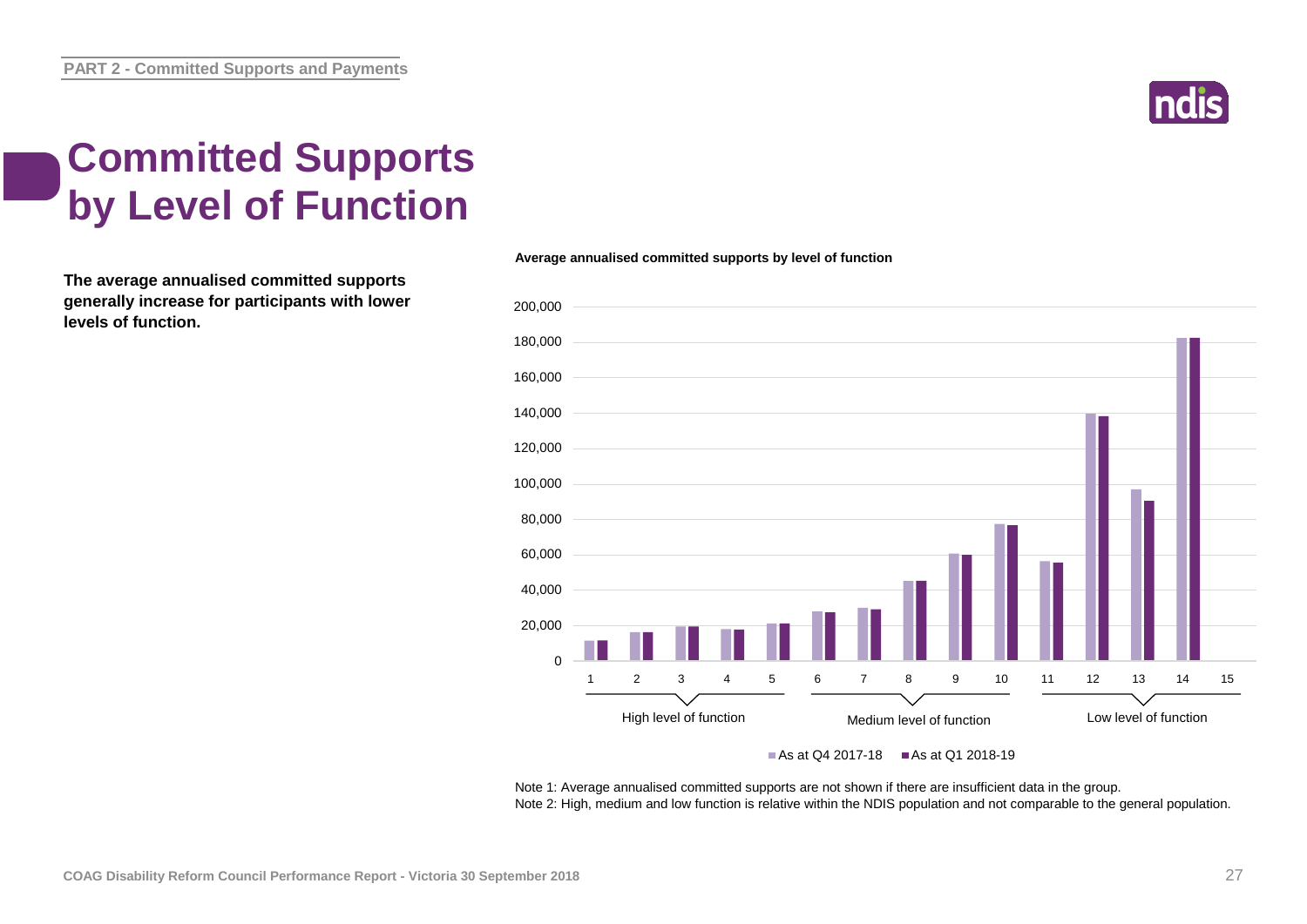PART 2 - Committed Supports and Payments

# Committed Supports by Level of Function

**The average annualised committed supports generally increase for participants with lower levels of function.**

**Average annualised committed supports by level of function**

Note 1: Average annualised committed supports are not shown if there are insufficient data in the group.
Note 2: High, medium and low function is relative within the NDIS population and not comparable to the general population.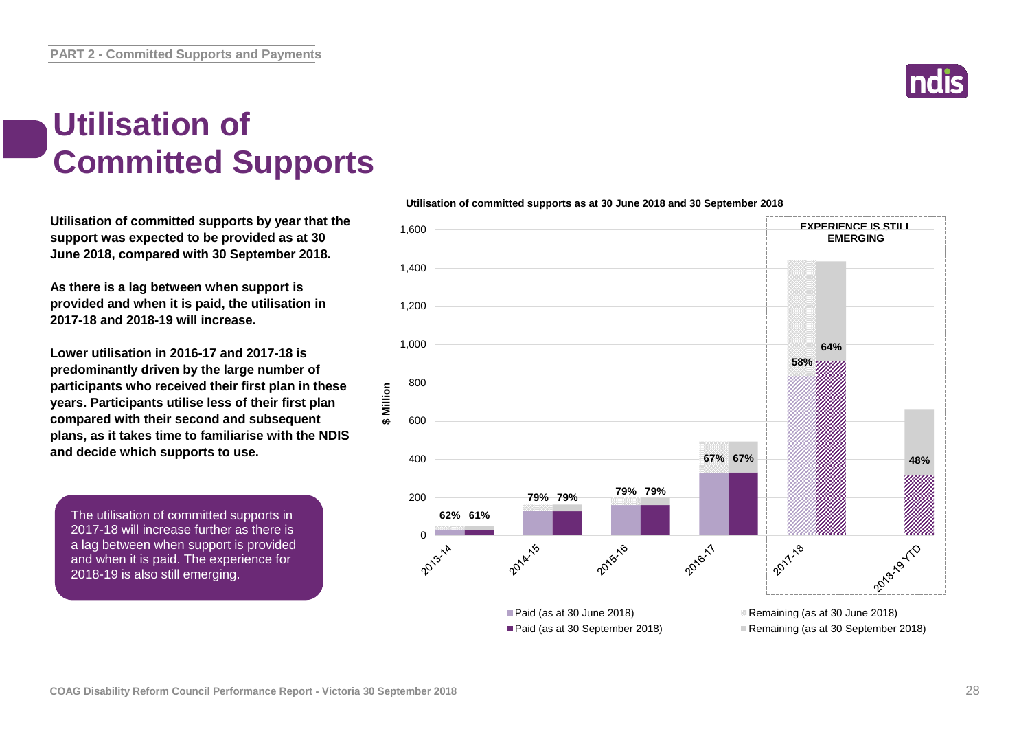# Utilisation of Committed Supports

**Utilisation of committed supports by year that the support was expected to be provided as at 30 June 2018, compared with 30 September 2018.**

**As there is a lag between when support is provided and when it is paid, the utilisation in 2017-18 and 2018-19 will increase.**

**Lower utilisation in 2016-17 and 2017-18 is predominantly driven by the large number of participants who received their first plan in these years. Participants utilise less of their first plan compared with their second and subsequent plans, as it takes time to familiarise with the NDIS and decide which supports to use.**

The utilisation of committed supports in 2017-18 will increase further as there is a lag between when support is provided and when it is paid. The experience for 2018-19 is also still emerging.

**Utilisation of committed supports as at 30 June 2018 and 30 September 2018**

| Year | Utilisation (as at 30 June 2018) | Utilisation (as at 30 September 2018) |
|---|---|---|
| 2013-14 | 62% | 61% |
| 2014-15 | 79% | 79% |
| 2015-16 | 79% | 79% |
| 2016-17 | 67% | 67% |
| 2017-18 | 58% | 64% |
| 2018-19 YTD | | 48% |

EXPERIENCE IS STILL EMERGING (2017-18 and 2018-19 YTD)

Y-axis: $ Million

Legend: Paid (as at 30 June 2018); Remaining (as at 30 June 2018); Paid (as at 30 September 2018); Remaining (as at 30 September 2018)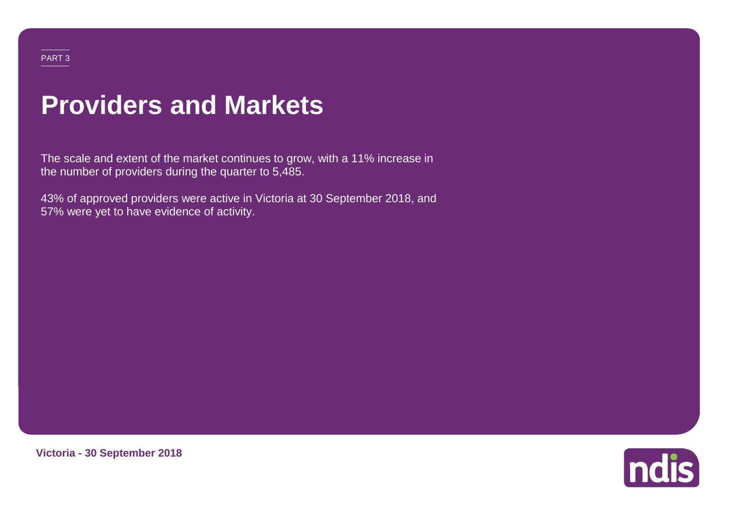PART 3

# Providers and Markets

The scale and extent of the market continues to grow, with a 11% increase in the number of providers during the quarter to 5,485.

43% of approved providers were active in Victoria at 30 September 2018, and 57% were yet to have evidence of activity.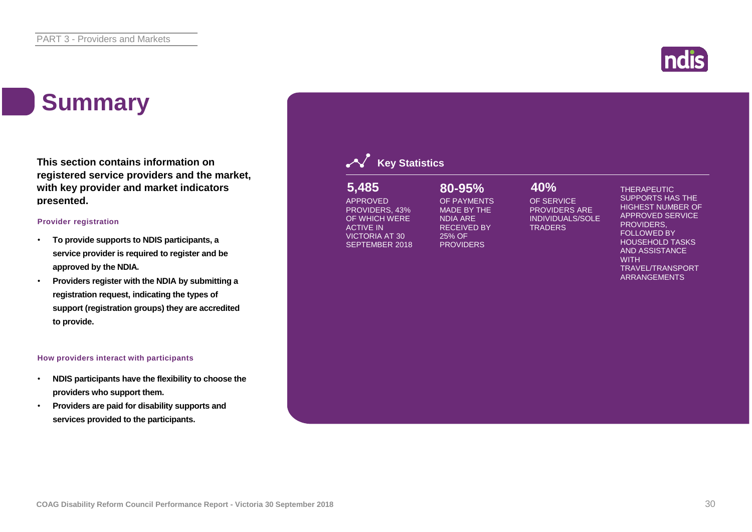# Summary

**This section contains information on registered service providers and the market, with key provider and market indicators presented.**

#### Provider registration

- **To provide supports to NDIS participants, a service provider is required to register and be approved by the NDIA.**
- **Providers register with the NDIA by submitting a registration request, indicating the types of support (registration groups) they are accredited to provide.**

#### How providers interact with participants

- **NDIS participants have the flexibility to choose the providers who support them.**
- **Providers are paid for disability supports and services provided to the participants.**

## Key Statistics

**5,485**
APPROVED PROVIDERS, 43% OF WHICH WERE ACTIVE IN VICTORIA AT 30 SEPTEMBER 2018

**80-95%**
OF PAYMENTS MADE BY THE NDIA ARE RECEIVED BY 25% OF PROVIDERS

**40%**
OF SERVICE PROVIDERS ARE INDIVIDUALS/SOLE TRADERS

THERAPEUTIC SUPPORTS HAS THE HIGHEST NUMBER OF APPROVED SERVICE PROVIDERS, FOLLOWED BY HOUSEHOLD TASKS AND ASSISTANCE WITH TRAVEL/TRANSPORT ARRANGEMENTS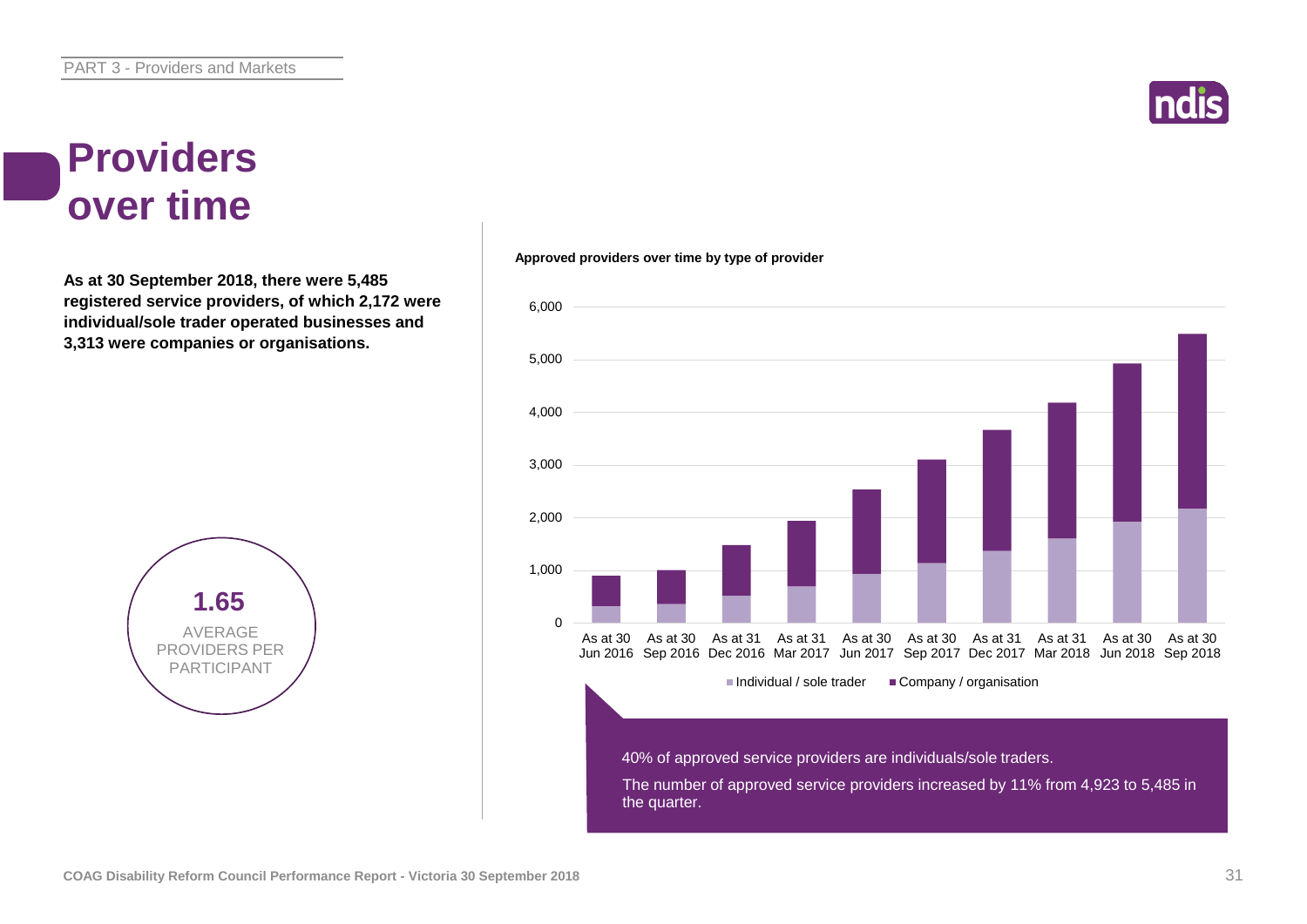# Providers over time

**As at 30 September 2018, there were 5,485 registered service providers, of which 2,172 were individual/sole trader operated businesses and 3,313 were companies or organisations.**

**1.65**
AVERAGE PROVIDERS PER PARTICIPANT

**Approved providers over time by type of provider**

■ Individual / sole trader ■ Company / organisation

40% of approved service providers are individuals/sole traders.

The number of approved service providers increased by 11% from 4,923 to 5,485 in the quarter.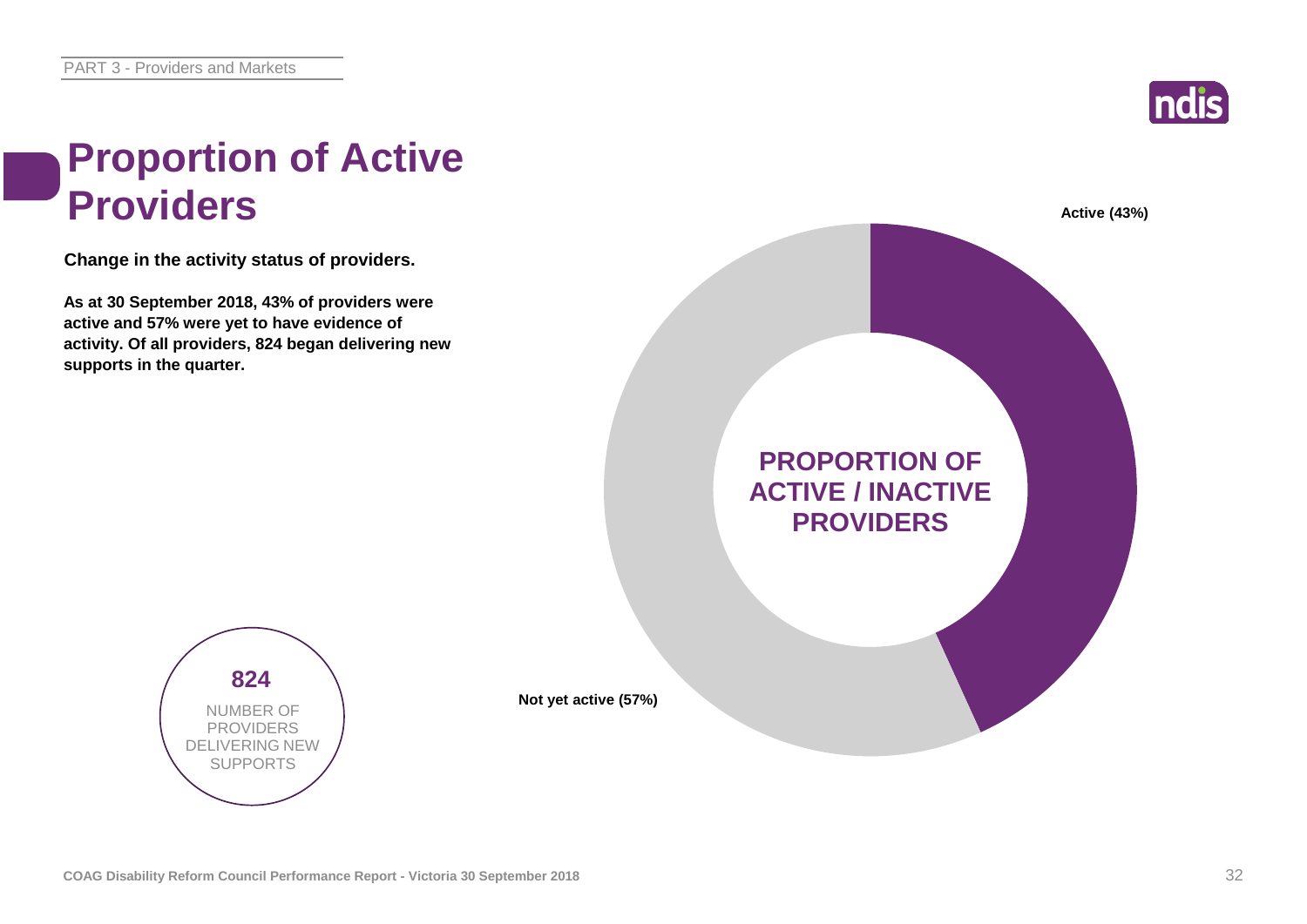# Proportion of Active Providers

**Change in the activity status of providers.**

**As at 30 September 2018, 43% of providers were active and 57% were yet to have evidence of activity. Of all providers, 824 began delivering new supports in the quarter.**

**PROPORTION OF ACTIVE / INACTIVE PROVIDERS**

**Active (43%)**

**Not yet active (57%)**

**824**

NUMBER OF PROVIDERS DELIVERING NEW SUPPORTS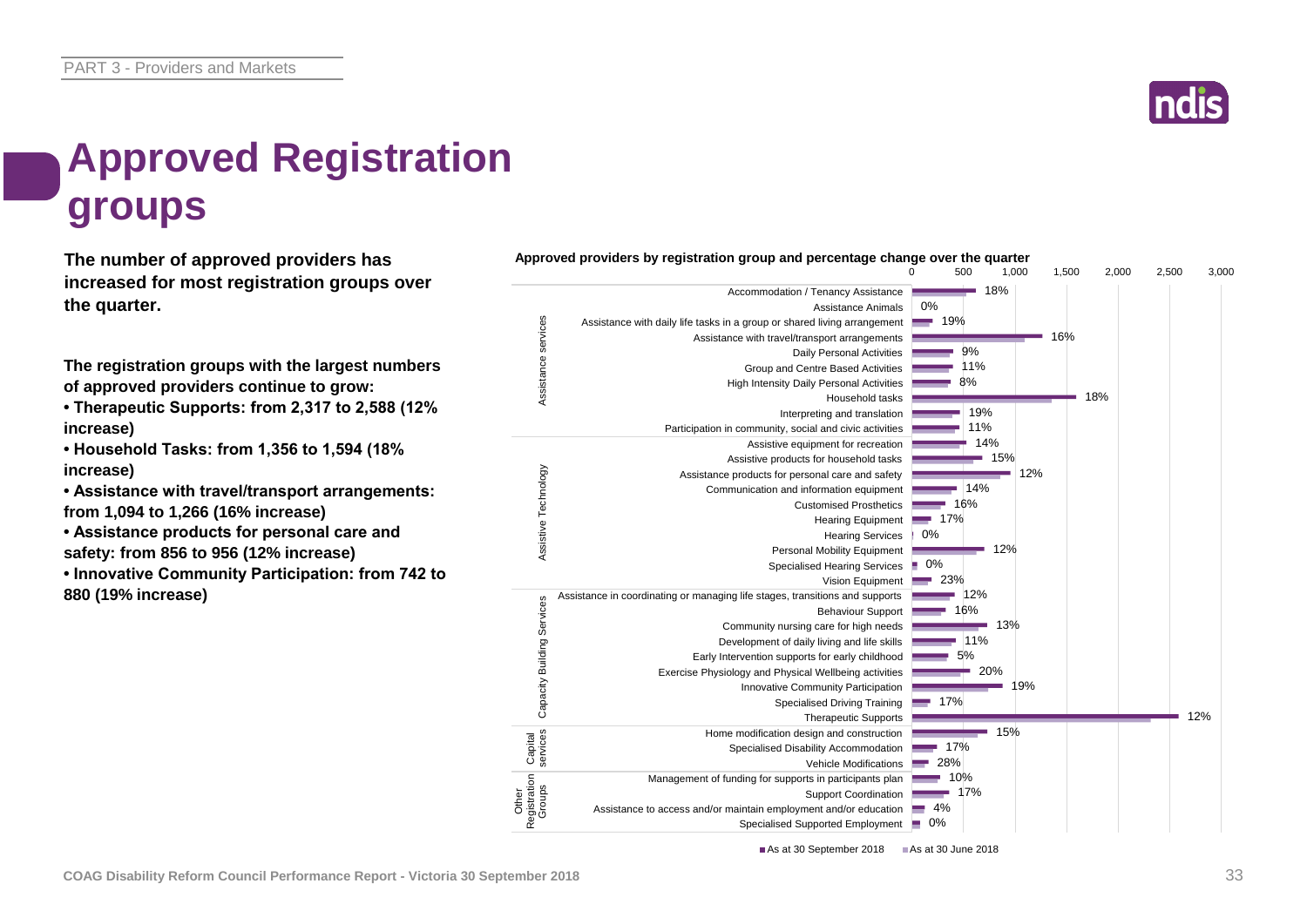# Approved Registration groups

**The number of approved providers has increased for most registration groups over the quarter.**

**The registration groups with the largest numbers of approved providers continue to grow:**

- **Therapeutic Supports: from 2,317 to 2,588 (12% increase)**
- **Household Tasks: from 1,356 to 1,594 (18% increase)**
- **Assistance with travel/transport arrangements: from 1,094 to 1,266 (16% increase)**
- **Assistance products for personal care and safety: from 856 to 956 (12% increase)**
- **Innovative Community Participation: from 742 to 880 (19% increase)**

**Approved providers by registration group and percentage change over the quarter**

| Category | Registration group | % change |
|---|---|---|
| Assistance services | Accommodation / Tenancy Assistance | 18% |
| | Assistance Animals | 0% |
| | Assistance with daily life tasks in a group or shared living arrangement | 19% |
| | Assistance with travel/transport arrangements | 16% |
| | Daily Personal Activities | 9% |
| | Group and Centre Based Activities | 11% |
| | High Intensity Daily Personal Activities | 8% |
| | Household tasks | 18% |
| | Interpreting and translation | 19% |
| | Participation in community, social and civic activities | 11% |
| Assistive Technology | Assistive equipment for recreation | 14% |
| | Assistive products for household tasks | 15% |
| | Assistance products for personal care and safety | 12% |
| | Communication and information equipment | 14% |
| | Customised Prosthetics | 16% |
| | Hearing Equipment | 17% |
| | Hearing Services | 0% |
| | Personal Mobility Equipment | 12% |
| | Specialised Hearing Services | 0% |
| | Vision Equipment | 23% |
| Capacity Building Services | Assistance in coordinating or managing life stages, transitions and supports | 12% |
| | Behaviour Support | 16% |
| | Community nursing care for high needs | 13% |
| | Development of daily living and life skills | 11% |
| | Early Intervention supports for early childhood | 5% |
| | Exercise Physiology and Physical Wellbeing activities | 20% |
| | Innovative Community Participation | 19% |
| | Specialised Driving Training | 17% |
| | Therapeutic Supports | 12% |
| Capital services | Home modification design and construction | 15% |
| | Specialised Disability Accommodation | 17% |
| | Vehicle Modifications | 28% |
| Other Registration Groups | Management of funding for supports in participants plan | 10% |
| | Support Coordination | 17% |
| | Assistance to access and/or maintain employment and/or education | 4% |
| | Specialised Supported Employment | 0% |

■ As at 30 September 2018 ■ As at 30 June 2018

COAG Disability Reform Council Performance Report - Victoria 30 September 2018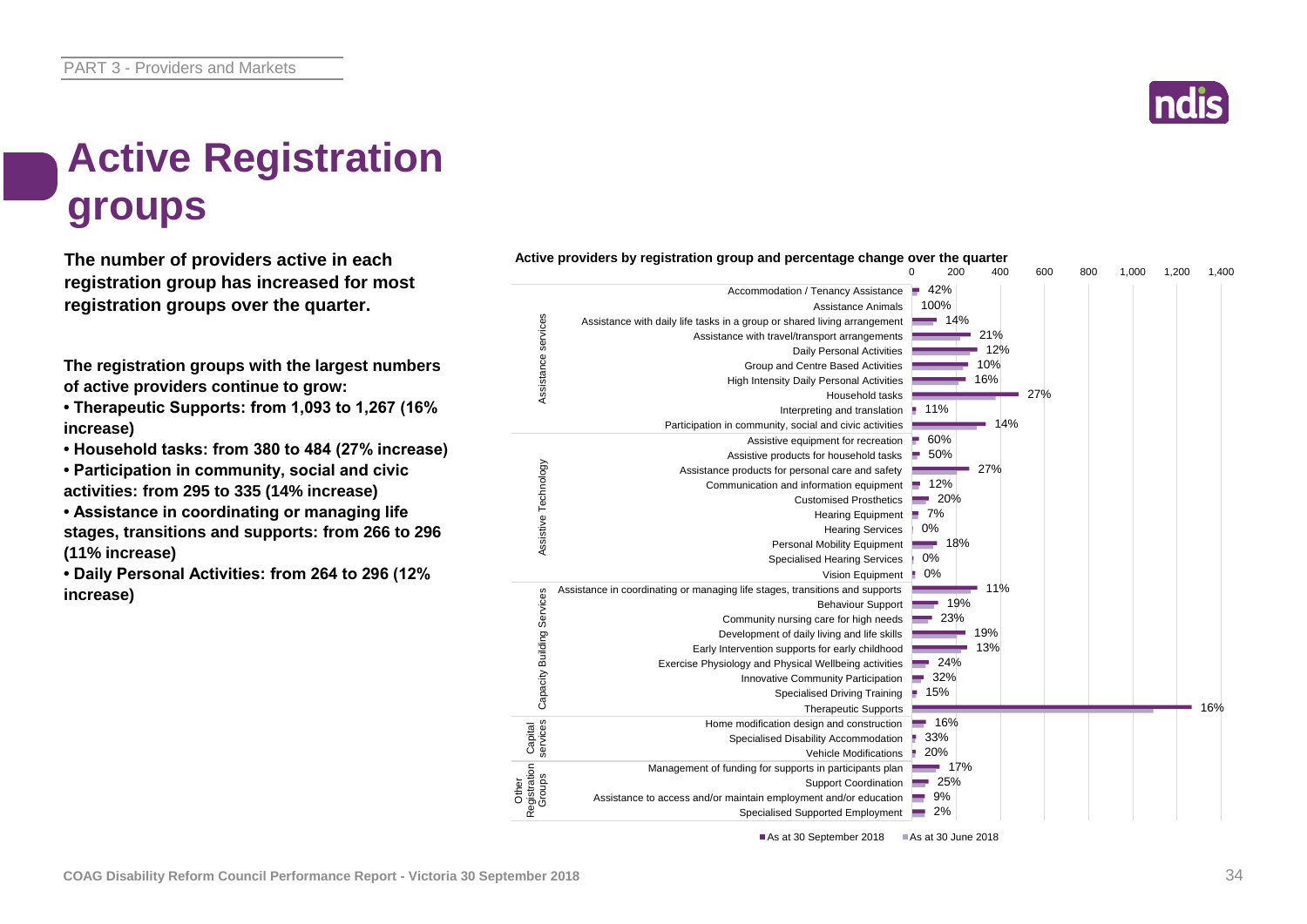# Active Registration groups

**The number of providers active in each registration group has increased for most registration groups over the quarter.**

**The registration groups with the largest numbers of active providers continue to grow:**

- **Therapeutic Supports: from 1,093 to 1,267 (16% increase)**
- **Household tasks: from 380 to 484 (27% increase)**
- **Participation in community, social and civic activities: from 295 to 335 (14% increase)**
- **Assistance in coordinating or managing life stages, transitions and supports: from 266 to 296 (11% increase)**
- **Daily Personal Activities: from 264 to 296 (12% increase)**

**Active providers by registration group and percentage change over the quarter**

| Category | Registration group | % change |
|---|---|---|
| Assistance services | Accommodation / Tenancy Assistance | 42% |
| | Assistance Animals | 100% |
| | Assistance with daily life tasks in a group or shared living arrangement | 14% |
| | Assistance with travel/transport arrangements | 21% |
| | Daily Personal Activities | 12% |
| | Group and Centre Based Activities | 10% |
| | High Intensity Daily Personal Activities | 16% |
| | Household tasks | 27% |
| | Interpreting and translation | 11% |
| | Participation in community, social and civic activities | 14% |
| Assistive Technology | Assistive equipment for recreation | 60% |
| | Assistive products for household tasks | 50% |
| | Assistance products for personal care and safety | 27% |
| | Communication and information equipment | 12% |
| | Customised Prosthetics | 20% |
| | Hearing Equipment | 7% |
| | Hearing Services | 0% |
| | Personal Mobility Equipment | 18% |
| | Specialised Hearing Services | 0% |
| | Vision Equipment | 0% |
| Capacity Building Services | Assistance in coordinating or managing life stages, transitions and supports | 11% |
| | Behaviour Support | 19% |
| | Community nursing care for high needs | 23% |
| | Development of daily living and life skills | 19% |
| | Early Intervention supports for early childhood | 13% |
| | Exercise Physiology and Physical Wellbeing activities | 24% |
| | Innovative Community Participation | 32% |
| | Specialised Driving Training | 15% |
| | Therapeutic Supports | 16% |
| Capital services | Home modification design and construction | 16% |
| | Specialised Disability Accommodation | 33% |
| | Vehicle Modifications | 20% |
| Other Registration Groups | Management of funding for supports in participants plan | 17% |
| | Support Coordination | 25% |
| | Assistance to access and/or maintain employment and/or education | 9% |
| | Specialised Supported Employment | 2% |

■ As at 30 September 2018 ■ As at 30 June 2018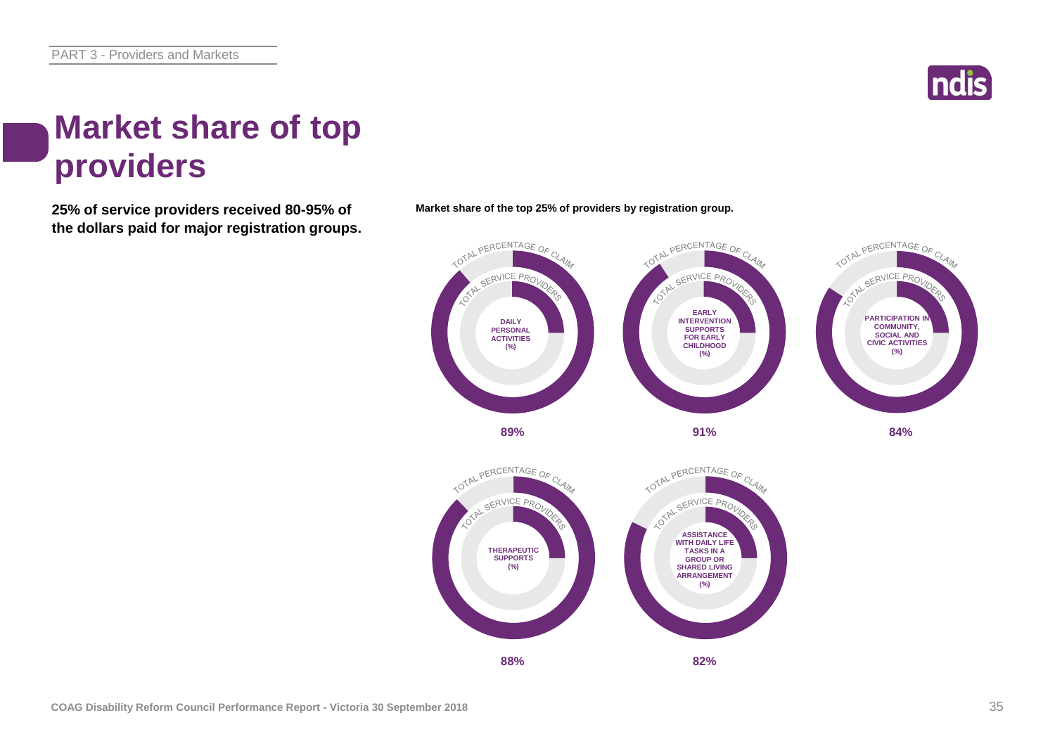# Market share of top providers

**25% of service providers received 80-95% of the dollars paid for major registration groups.**

**Market share of the top 25% of providers by registration group.**

| Registration group | Total percentage of claim |
|---|---|
| Daily Personal Activities (%) | 89% |
| Early Intervention Supports for Early Childhood (%) | 91% |
| Participation in Community, Social and Civic Activities (%) | 84% |
| Therapeutic Supports (%) | 88% |
| Assistance with Daily Life Tasks in a Group or Shared Living Arrangement (%) | 82% |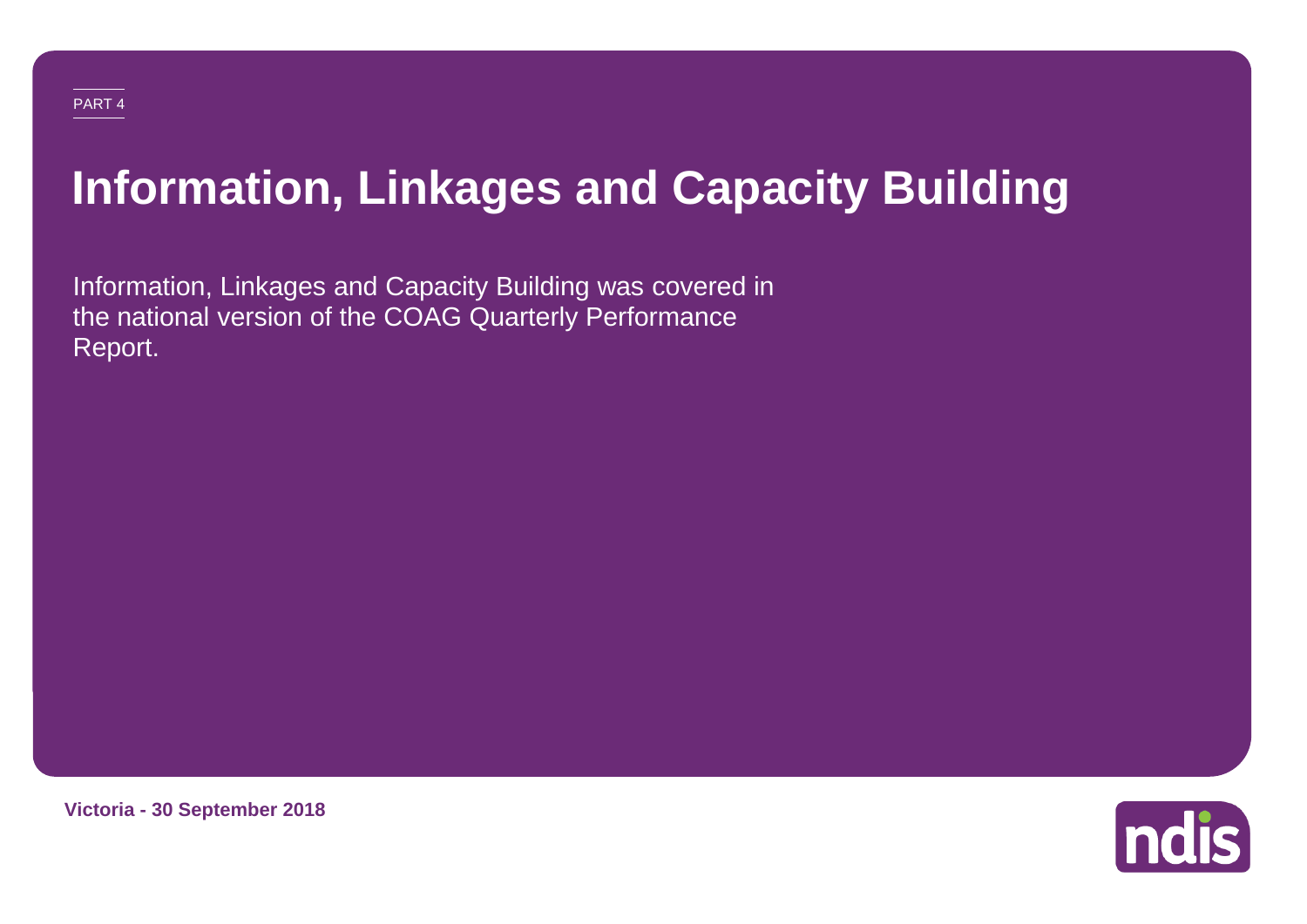PART 4

# Information, Linkages and Capacity Building

Information, Linkages and Capacity Building was covered in the national version of the COAG Quarterly Performance Report.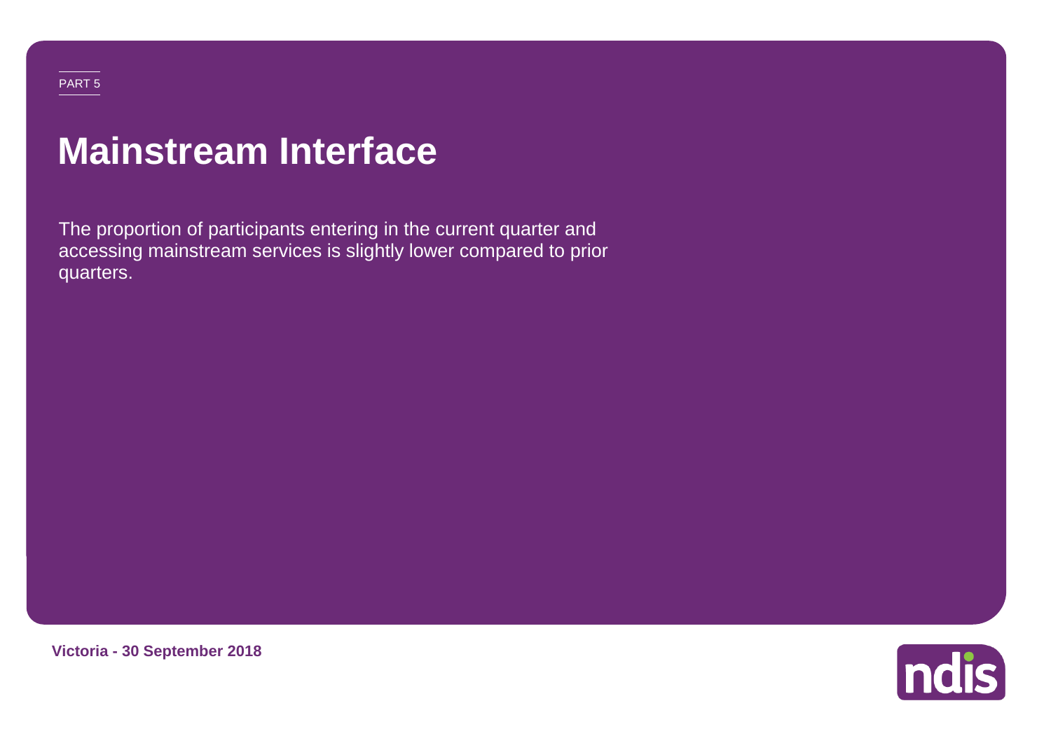PART 5

# Mainstream Interface

The proportion of participants entering in the current quarter and accessing mainstream services is slightly lower compared to prior quarters.

**Victoria - 30 September 2018**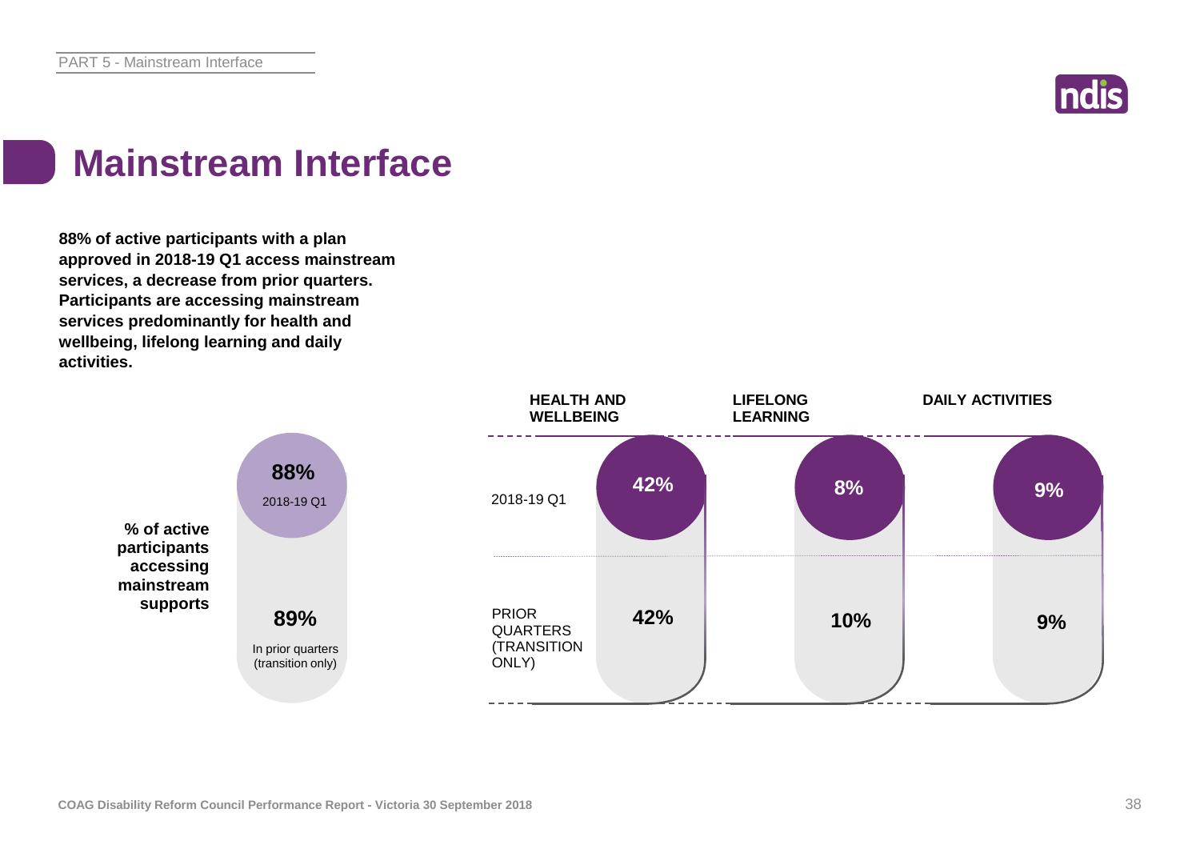# Mainstream Interface

**88% of active participants with a plan approved in 2018-19 Q1 access mainstream services, a decrease from prior quarters. Participants are accessing mainstream services predominantly for health and wellbeing, lifelong learning and daily activities.**

**% of active participants accessing mainstream supports**

| | % |
|---|---|
| 2018-19 Q1 | 88% |
| In prior quarters (transition only) | 89% |

| | HEALTH AND WELLBEING | LIFELONG LEARNING | DAILY ACTIVITIES |
|---|---|---|---|
| 2018-19 Q1 | 42% | 8% | 9% |
| PRIOR QUARTERS (TRANSITION ONLY) | 42% | 10% | 9% |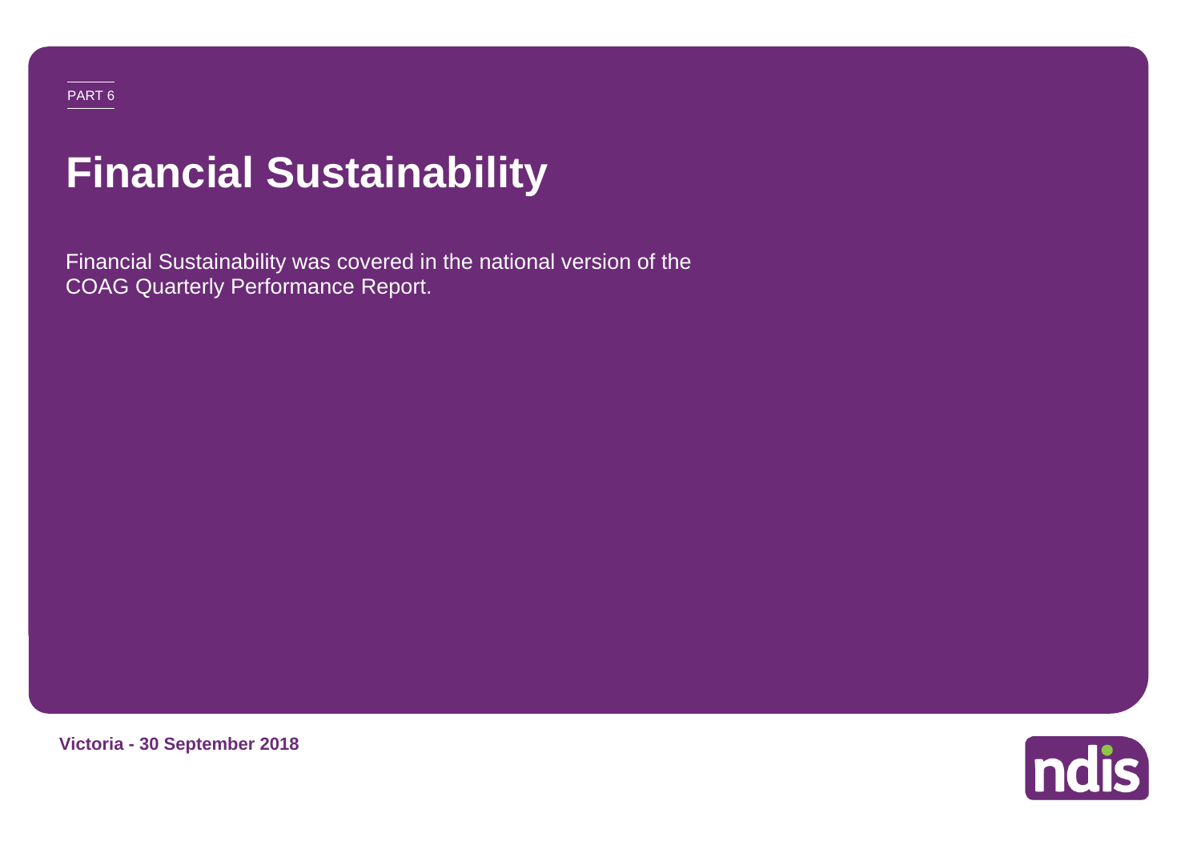PART 6

# Financial Sustainability

Financial Sustainability was covered in the national version of the COAG Quarterly Performance Report.